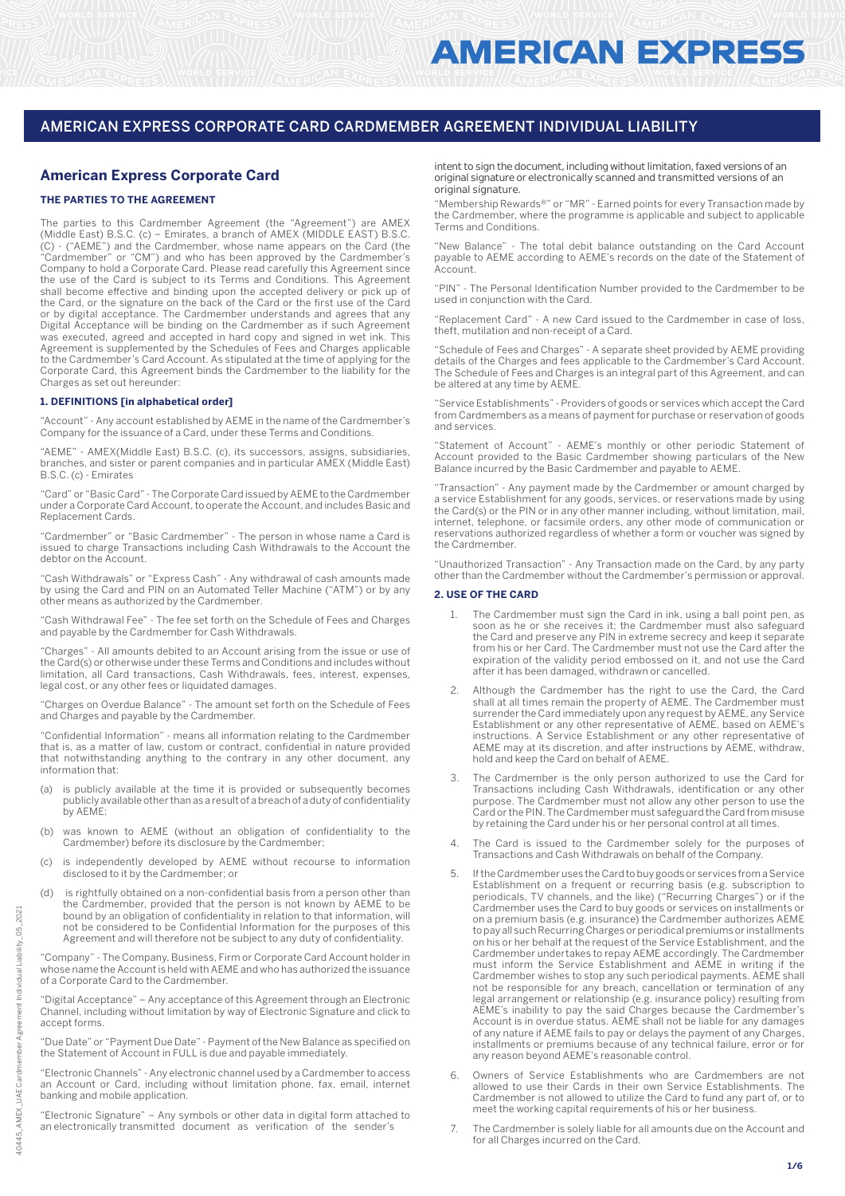# AMERICAN EXPRESS CORPORATE CARD CARDMEMBER AGREEMENT INDIVIDUAL LIABILITY

## American Express Corporate Card

### THE PARTIES TO THE AGREEMENT

The parties to this Cardmember Agreement (the "Agreement") are AMEX (Middle East) B.S.C. (c) – Emirates, a branch of AMEX (MIDDLE EAST) B.S.C. (C) - ("AEME") and the Cardmember, whose name appears on the Card (the "Cardmember" or "CM") and who has been approved by the Cardmember's Company to hold a Corporate Card. Please read carefully this Agreement since the use of the Card is subject to its Terms and Conditions. This Agreement shall become effective and binding upon the accepted delivery or pick up of the Card, or the signature on the back of the Card or the first use of the Card or by digital acceptance. The Cardmember understands and agrees that any Digital Acceptance will be binding on the Cardmember as if such Agreement was executed, agreed and accepted in hard copy and signed in wet ink. This Agreement is supplemented by the Schedules of Fees and Charges applicable to the Cardmember's Card Account. As stipulated at the time of applying for the Corporate Card, this Agreement binds the Cardmember to the liability for the Charges as set out hereunder:

### 1. DEFINITIONS [in alphabetical order]

"Account" - Any account established by AEME in the name of the Cardmember's Company for the issuance of a Card, under these Terms and Conditions.

"AEME" - AMEX(Middle East) B.S.C. (c), its successors, assigns, subsidiaries, branches, and sister or parent companies and in particular AMEX (Middle East) B.S.C. (c) - Emirates

"Card" or "Basic Card" - The Corporate Card issued by AEME to the Cardmember under a Corporate Card Account, to operate the Account, and includes Basic and Replacement Cards.

"Cardmember" or "Basic Cardmember" - The person in whose name a Card is issued to charge Transactions including Cash Withdrawals to the Account the debtor on the Account.

"Cash Withdrawals" or "Express Cash" - Any withdrawal of cash amounts made by using the Card and PIN on an Automated Teller Machine ("ATM") or by any other means as authorized by the Cardmember.

"Cash Withdrawal Fee" - The fee set forth on the Schedule of Fees and Charges and payable by the Cardmember for Cash Withdrawals.

"Charges" - All amounts debited to an Account arising from the issue or use of the Card(s) or otherwise under these Terms and Conditions and includes without limitation, all Card transactions, Cash Withdrawals, fees, interest, expenses, legal cost, or any other fees or liquidated damages.

"Charges on Overdue Balance" - The amount set forth on the Schedule of Fees and Charges and payable by the Cardmember.

"Confidential Information" - means all information relating to the Cardmember that is, as a matter of law, custom or contract, confidential in nature provided that notwithstanding anything to the contrary in any other document, any information that:

(a) is publicly available at the time it is provided or subsequently becomes publicly available other than as a result of a breach of a duty of confidentiality by AEME;

(b) was known to AEME (without an obligation of confidentiality to the Cardmember) before its disclosure by the Cardmember;

(c) is independently developed by AEME without recourse to information disclosed to it by the Cardmember; or

(d) is rightfully obtained on a non-confidential basis from a person other than the Cardmember, provided that the person is not known by AEME to be bound by an obligation of confidentiality in relation to that information, will not be considered to be Confidential Information for the purposes of this Agreement and will therefore not be subject to any duty of confidentiality.

"Company" - The Company, Business, Firm or Corporate Card Account holder in whose name the Account is held with AEME and who has authorized the issuance of a Corporate Card to the Cardmember.

"Digital Acceptance" – Any acceptance of this Agreement through an Electronic Channel, including without limitation by way of Electronic Signature and click to accept forms.

"Due Date" or "Payment Due Date" - Payment of the New Balance as specified on the Statement of Account in FULL is due and payable immediately.

"Electronic Channels" - Any electronic channel used by a Cardmember to access an Account or Card, including without limitation phone, fax, email, internet banking and mobile application.

"Electronic Signature" – Any symbols or other data in digital form attached to an electronically transmitted document as verification of the sender's intent to sign the document, including without limitation, faxed versions of an original signature or electronically scanned and transmitted versions of an original signature.

"Membership Rewards®" or "MR" - Earned points for every Transaction made by the Cardmember, where the programme is applicable and subject to applicable Terms and Conditions.

"New Balance" - The total debit balance outstanding on the Card Account payable to AEME according to AEME's records on the date of the Statement of Account.

"PIN" - The Personal Identification Number provided to the Cardmember to be used in conjunction with the Card.

"Replacement Card" - A new Card issued to the Cardmember in case of loss, theft, mutilation and non-receipt of a Card.

"Schedule of Fees and Charges" - A separate sheet provided by AEME providing details of the Charges and fees applicable to the Cardmember's Card Account. The Schedule of Fees and Charges is an integral part of this Agreement, and can be altered at any time by AEME.

"Service Establishments" - Providers of goods or services which accept the Card from Cardmembers as a means of payment for purchase or reservation of goods and services.

"Statement of Account" - AEME's monthly or other periodic Statement of Account provided to the Basic Cardmember showing particulars of the New Balance incurred by the Basic Cardmember and payable to AEME.

"Transaction" - Any payment made by the Cardmember or amount charged by a service Establishment for any goods, services, or reservations made by using the Card(s) or the PIN or in any other manner including, without limitation, mail, internet, telephone, or facsimile orders, any other mode of communication or reservations authorized regardless of whether a form or voucher was signed by the Cardmember.

"Unauthorized Transaction" - Any Transaction made on the Card, by any party other than the Cardmember without the Cardmember's permission or approval.

### 2. USE OF THE CARD

1. The Cardmember must sign the Card in ink, using a ball point pen, as soon as he or she receives it; the Cardmember must also safeguard the Card and preserve any PIN in extreme secrecy and keep it separate from his or her Card. The Cardmember must not use the Card after the expiration of the validity period embossed on it, and not use the Card after it has been damaged, withdrawn or cancelled.
2. Although the Cardmember has the right to use the Card, the Card shall at all times remain the property of AEME. The Cardmember must surrender the Card immediately upon any request by AEME, any Service Establishment or any other representative of AEME, based on AEME's instructions. A Service Establishment or any other representative of AEME may at its discretion, and after instructions by AEME, withdraw, hold and keep the Card on behalf of AEME.
3. The Cardmember is the only person authorized to use the Card for Transactions including Cash Withdrawals, identification or any other purpose. The Cardmember must not allow any other person to use the Card or the PIN. The Cardmember must safeguard the Card from misuse by retaining the Card under his or her personal control at all times.
4. The Card is issued to the Cardmember solely for the purposes of Transactions and Cash Withdrawals on behalf of the Company.
5. If the Cardmember uses the Card to buy goods or services from a Service Establishment on a frequent or recurring basis (e.g. subscription to periodicals, TV channels, and the like) ("Recurring Charges") or if the Cardmember uses the Card to buy goods or services on installments or on a premium basis (e.g. insurance) the Cardmember authorizes AEME to pay all such Recurring Charges or periodical premiums or installments on his or her behalf at the request of the Service Establishment, and the Cardmember undertakes to repay AEME accordingly. The Cardmember must inform the Service Establishment and AEME in writing if the Cardmember wishes to stop any such periodical payments. AEME shall not be responsible for any breach, cancellation or termination of any legal arrangement or relationship (e.g. insurance policy) resulting from AEME's inability to pay the said Charges because the Cardmember's Account is in overdue status. AEME shall not be liable for any damages of any nature if AEME fails to pay or delays the payment of any Charges, installments or premiums because of any technical failure, error or for any reason beyond AEME's reasonable control.
6. Owners of Service Establishments who are Cardmembers are not allowed to use their Cards in their own Service Establishments. The Cardmember is not allowed to utilize the Card to fund any part of, or to meet the working capital requirements of his or her business.
7. The Cardmember is solely liable for all amounts due on the Account and for all Charges incurred on the Card.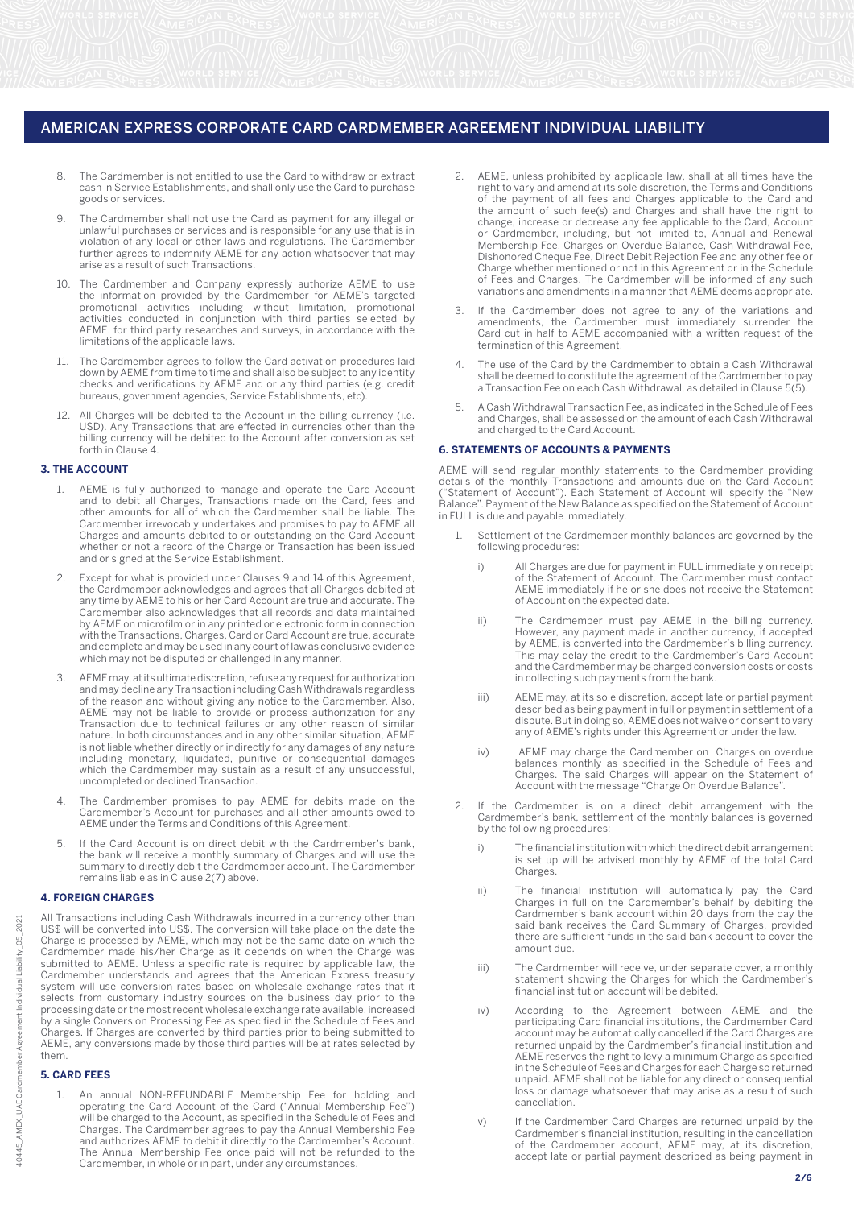## AMERICAN EXPRESS CORPORATE CARD CARDMEMBER AGREEMENT INDIVIDUAL LIABILITY

8. The Cardmember is not entitled to use the Card to withdraw or extract cash in Service Establishments, and shall only use the Card to purchase goods or services.
9. The Cardmember shall not use the Card as payment for any illegal or unlawful purchases or services and is responsible for any use that is in violation of any local or other laws and regulations. The Cardmember further agrees to indemnify AEME for any action whatsoever that may arise as a result of such Transactions.
10. The Cardmember and Company expressly authorize AEME to use the information provided by the Cardmember for AEME's targeted promotional activities including without limitation, promotional activities conducted in conjunction with third parties selected by AEME, for third party researches and surveys, in accordance with the limitations of the applicable laws.
11. The Cardmember agrees to follow the Card activation procedures laid down by AEME from time to time and shall also be subject to any identity checks and verifications by AEME and or any third parties (e.g. credit bureaus, government agencies, Service Establishments, etc).
12. All Charges will be debited to the Account in the billing currency (i.e. USD). Any Transactions that are effected in currencies other than the billing currency will be debited to the Account after conversion as set forth in Clause 4.

### 3. THE ACCOUNT

1. AEME is fully authorized to manage and operate the Card Account and to debit all Charges, Transactions made on the Card, fees and other amounts for all of which the Cardmember shall be liable. The Cardmember irrevocably undertakes and promises to pay to AEME all Charges and amounts debited to or outstanding on the Card Account whether or not a record of the Charge or Transaction has been issued and or signed at the Service Establishment.
2. Except for what is provided under Clauses 9 and 14 of this Agreement, the Cardmember acknowledges and agrees that all Charges debited at any time by AEME to his or her Card Account are true and accurate. The Cardmember also acknowledges that all records and data maintained by AEME on microfilm or in any printed or electronic form in connection with the Transactions, Charges, Card or Card Account are true, accurate and complete and may be used in any court of law as conclusive evidence which may not be disputed or challenged in any manner.
3. AEME may, at its ultimate discretion, refuse any request for authorization and may decline any Transaction including Cash Withdrawals regardless of the reason and without giving any notice to the Cardmember. Also, AEME may not be liable to provide or process authorization for any Transaction due to technical failures or any other reason of similar nature. In both circumstances and in any other similar situation, AEME is not liable whether directly or indirectly for any damages of any nature including monetary, liquidated, punitive or consequential damages which the Cardmember may sustain as a result of any unsuccessful, uncompleted or declined Transaction.
4. The Cardmember promises to pay AEME for debits made on the Cardmember's Account for purchases and all other amounts owed to AEME under the Terms and Conditions of this Agreement.
5. If the Card Account is on direct debit with the Cardmember's bank, the bank will receive a monthly summary of Charges and will use the summary to directly debit the Cardmember account. The Cardmember remains liable as in Clause 2(7) above.

### 4. FOREIGN CHARGES

All Transactions including Cash Withdrawals incurred in a currency other than US$ will be converted into US$. The conversion will take place on the date the Charge is processed by AEME, which may not be the same date on which the Cardmember made his/her Charge as it depends on when the Charge was submitted to AEME. Unless a specific rate is required by applicable law, the Cardmember understands and agrees that the American Express treasury system will use conversion rates based on wholesale exchange rates that it selects from customary industry sources on the business day prior to the processing date or the most recent wholesale exchange rate available, increased by a single Conversion Processing Fee as specified in the Schedule of Fees and Charges. If Charges are converted by third parties prior to being submitted to AEME, any conversions made by those third parties will be at rates selected by them.

### 5. CARD FEES

1. An annual NON-REFUNDABLE Membership Fee for holding and operating the Card Account of the Card ("Annual Membership Fee") will be charged to the Account, as specified in the Schedule of Fees and Charges. The Cardmember agrees to pay the Annual Membership Fee and authorizes AEME to debit it directly to the Cardmember's Account. The Annual Membership Fee once paid will not be refunded to the Cardmember, in whole or in part, under any circumstances.
2. AEME, unless prohibited by applicable law, shall at all times have the right to vary and amend at its sole discretion, the Terms and Conditions of the payment of all fees and Charges applicable to the Card and the amount of such fee(s) and Charges and shall have the right to change, increase or decrease any fee applicable to the Card, Account or Cardmember, including, but not limited to, Annual and Renewal Membership Fee, Charges on Overdue Balance, Cash Withdrawal Fee, Dishonored Cheque Fee, Direct Debit Rejection Fee and any other fee or Charge whether mentioned or not in this Agreement or in the Schedule of Fees and Charges. The Cardmember will be informed of any such variations and amendments in a manner that AEME deems appropriate.
3. If the Cardmember does not agree to any of the variations and amendments, the Cardmember must immediately surrender the Card cut in half to AEME accompanied with a written request of the termination of this Agreement.
4. The use of the Card by the Cardmember to obtain a Cash Withdrawal shall be deemed to constitute the agreement of the Cardmember to pay a Transaction Fee on each Cash Withdrawal, as detailed in Clause 5(5).
5. A Cash Withdrawal Transaction Fee, as indicated in the Schedule of Fees and Charges, shall be assessed on the amount of each Cash Withdrawal and charged to the Card Account.

### 6. STATEMENTS OF ACCOUNTS & PAYMENTS

AEME will send regular monthly statements to the Cardmember providing details of the monthly Transactions and amounts due on the Card Account ("Statement of Account"). Each Statement of Account will specify the "New Balance". Payment of the New Balance as specified on the Statement of Account in FULL is due and payable immediately.

1. Settlement of the Cardmember monthly balances are governed by the following procedures:
   - i) All Charges are due for payment in FULL immediately on receipt of the Statement of Account. The Cardmember must contact AEME immediately if he or she does not receive the Statement of Account on the expected date.
   - ii) The Cardmember must pay AEME in the billing currency. However, any payment made in another currency, if accepted by AEME, is converted into the Cardmember's billing currency. This may delay the credit to the Cardmember's Card Account and the Cardmember may be charged conversion costs or costs in collecting such payments from the bank.
   - iii) AEME may, at its sole discretion, accept late or partial payment described as being payment in full or payment in settlement of a dispute. But in doing so, AEME does not waive or consent to vary any of AEME's rights under this Agreement or under the law.
   - iv) AEME may charge the Cardmember on Charges on overdue balances monthly as specified in the Schedule of Fees and Charges. The said Charges will appear on the Statement of Account with the message "Charge On Overdue Balance".
2. If the Cardmember is on a direct debit arrangement with the Cardmember's bank, settlement of the monthly balances is governed by the following procedures:
   - i) The financial institution with which the direct debit arrangement is set up will be advised monthly by AEME of the total Card Charges.
   - ii) The financial institution will automatically pay the Card Charges in full on the Cardmember's behalf by debiting the Cardmember's bank account within 20 days from the day the said bank receives the Card Summary of Charges, provided there are sufficient funds in the said bank account to cover the amount due.
   - iii) The Cardmember will receive, under separate cover, a monthly statement showing the Charges for which the Cardmember's financial institution account will be debited.
   - iv) According to the Agreement between AEME and the participating Card financial institutions, the Cardmember Card account may be automatically cancelled if the Card Charges are returned unpaid by the Cardmember's financial institution and AEME reserves the right to levy a minimum Charge as specified in the Schedule of Fees and Charges for each Charge so returned unpaid. AEME shall not be liable for any direct or consequential loss or damage whatsoever that may arise as a result of such cancellation.
   - v) If the Cardmember Card Charges are returned unpaid by the Cardmember's financial institution, resulting in the cancellation of the Cardmember account, AEME may, at its discretion, accept late or partial payment described as being payment in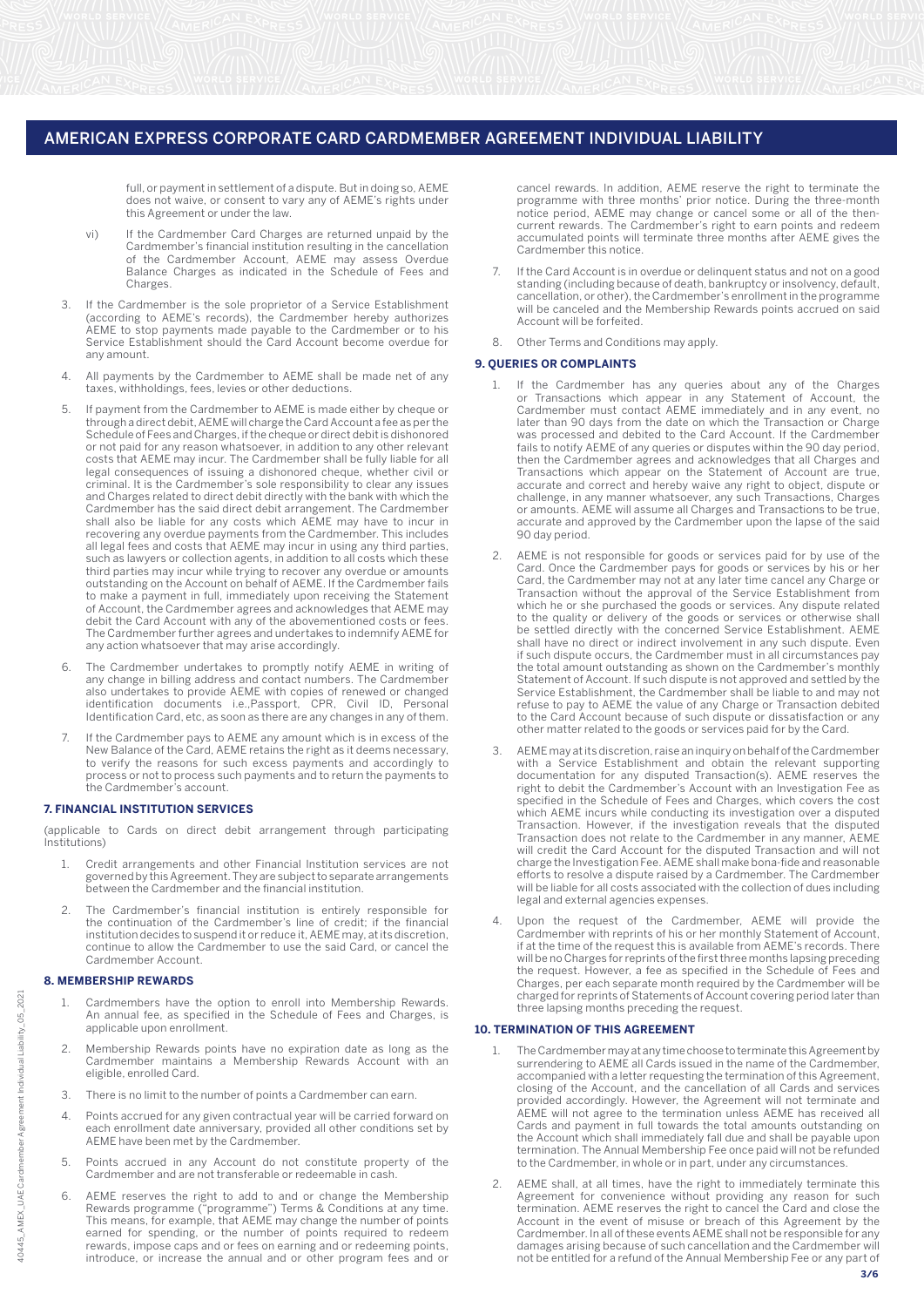full, or payment in settlement of a dispute. But in doing so, AEME does not waive, or consent to vary any of AEME's rights under this Agreement or under the law.

vi) If the Cardmember Card Charges are returned unpaid by the Cardmember's financial institution resulting in the cancellation of the Cardmember Account, AEME may assess Overdue Balance Charges as indicated in the Schedule of Fees and Charges.

3. If the Cardmember is the sole proprietor of a Service Establishment (according to AEME's records), the Cardmember hereby authorizes AEME to stop payments made payable to the Cardmember or to his Service Establishment should the Card Account become overdue for any amount.

4. All payments by the Cardmember to AEME shall be made net of any taxes, withholdings, fees, levies or other deductions.

5. If payment from the Cardmember to AEME is made either by cheque or through a direct debit, AEME will charge the Card Account a fee as per the Schedule of Fees and Charges, if the cheque or direct debit is dishonored or not paid for any reason whatsoever, in addition to any other relevant costs that AEME may incur. The Cardmember shall be fully liable for all legal consequences of issuing a dishonored cheque, whether civil or criminal. It is the Cardmember's sole responsibility to clear any issues and Charges related to direct debit directly with the bank with which the Cardmember has the said direct debit arrangement. The Cardmember shall also be liable for any costs which AEME may have to incur in recovering any overdue payments from the Cardmember. This includes all legal fees and costs that AEME may incur in using any third parties, such as lawyers or collection agents, in addition to all costs which these third parties may incur while trying to recover any overdue or amounts outstanding on the Account on behalf of AEME. If the Cardmember fails to make a payment in full, immediately upon receiving the Statement of Account, the Cardmember agrees and acknowledges that AEME may debit the Card Account with any of the abovementioned costs or fees. The Cardmember further agrees and undertakes to indemnify AEME for any action whatsoever that may arise accordingly.

6. The Cardmember undertakes to promptly notify AEME in writing of any change in billing address and contact numbers. The Cardmember also undertakes to provide AEME with copies of renewed or changed identification documents i.e.,Passport, CPR, Civil ID, Personal Identification Card, etc, as soon as there are any changes in any of them.

7. If the Cardmember pays to AEME any amount which is in excess of the New Balance of the Card, AEME retains the right as it deems necessary, to verify the reasons for such excess payments and accordingly to process or not to process such payments and to return the payments to the Cardmember's account.

### 7. FINANCIAL INSTITUTION SERVICES

(applicable to Cards on direct debit arrangement through participating Institutions)

1. Credit arrangements and other Financial Institution services are not governed by this Agreement. They are subject to separate arrangements between the Cardmember and the financial institution.

2. The Cardmember's financial institution is entirely responsible for the continuation of the Cardmember's line of credit; if the financial institution decides to suspend it or reduce it, AEME may, at its discretion, continue to allow the Cardmember to use the said Card, or cancel the Cardmember Account.

### 8. MEMBERSHIP REWARDS

1. Cardmembers have the option to enroll into Membership Rewards. An annual fee, as specified in the Schedule of Fees and Charges, is applicable upon enrollment.

2. Membership Rewards points have no expiration date as long as the Cardmember maintains a Membership Rewards Account with an eligible, enrolled Card.

3. There is no limit to the number of points a Cardmember can earn.

4. Points accrued for any given contractual year will be carried forward on each enrollment date anniversary, provided all other conditions set by AEME have been met by the Cardmember.

5. Points accrued in any Account do not constitute property of the Cardmember and are not transferable or redeemable in cash.

6. AEME reserves the right to add to and or change the Membership Rewards programme ("programme") Terms & Conditions at any time. This means, for example, that AEME may change the number of points earned for spending, or the number of points required to redeem rewards, impose caps and or fees on earning and or redeeming points, introduce, or increase the annual and or other program fees and or cancel rewards. In addition, AEME reserve the right to terminate the programme with three months' prior notice. During the three-month notice period, AEME may change or cancel some or all of the then-current rewards. The Cardmember's right to earn points and redeem accumulated points will terminate three months after AEME gives the Cardmember this notice.

7. If the Card Account is in overdue or delinquent status and not on a good standing (including because of death, bankruptcy or insolvency, default, cancellation, or other), the Cardmember's enrollment in the programme will be canceled and the Membership Rewards points accrued on said Account will be forfeited.

8. Other Terms and Conditions may apply.

### 9. QUERIES OR COMPLAINTS

1. If the Cardmember has any queries about any of the Charges or Transactions which appear in any Statement of Account, the Cardmember must contact AEME immediately and in any event, no later than 90 days from the date on which the Transaction or Charge was processed and debited to the Card Account. If the Cardmember fails to notify AEME of any queries or disputes within the 90 day period, then the Cardmember agrees and acknowledges that all Charges and Transactions which appear on the Statement of Account are true, accurate and correct and hereby waive any right to object, dispute or challenge, in any manner whatsoever, any such Transactions, Charges or amounts. AEME will assume all Charges and Transactions to be true, accurate and approved by the Cardmember upon the lapse of the said 90 day period.

2. AEME is not responsible for goods or services paid for by use of the Card. Once the Cardmember pays for goods or services by his or her Card, the Cardmember may not at any later time cancel any Charge or Transaction without the approval of the Service Establishment from which he or she purchased the goods or services. Any dispute related to the quality or delivery of the goods or services or otherwise shall be settled directly with the concerned Service Establishment. AEME shall have no direct or indirect involvement in any such dispute. Even if such dispute occurs, the Cardmember must in all circumstances pay the total amount outstanding as shown on the Cardmember's monthly Statement of Account. If such dispute is not approved and settled by the Service Establishment, the Cardmember shall be liable to and may not refuse to pay to AEME the value of any Charge or Transaction debited to the Card Account because of such dispute or dissatisfaction or any other matter related to the goods or services paid for by the Card.

3. AEME may at its discretion, raise an inquiry on behalf of the Cardmember with a Service Establishment and obtain the relevant supporting documentation for any disputed Transaction(s). AEME reserves the right to debit the Cardmember's Account with an Investigation Fee as specified in the Schedule of Fees and Charges, which covers the cost which AEME incurs while conducting its investigation over a disputed Transaction. However, if the investigation reveals that the disputed Transaction does not relate to the Cardmember in any manner, AEME will credit the Card Account for the disputed Transaction and will not charge the Investigation Fee. AEME shall make bona-fide and reasonable efforts to resolve a dispute raised by a Cardmember. The Cardmember will be liable for all costs associated with the collection of dues including legal and external agencies expenses.

4. Upon the request of the Cardmember, AEME will provide the Cardmember with reprints of his or her monthly Statement of Account, if at the time of the request this is available from AEME's records. There will be no Charges for reprints of the first three months lapsing preceding the request. However, a fee as specified in the Schedule of Fees and Charges, per each separate month required by the Cardmember will be charged for reprints of Statements of Account covering period later than three lapsing months preceding the request.

### 10. TERMINATION OF THIS AGREEMENT

1. The Cardmember may at any time choose to terminate this Agreement by surrendering to AEME all Cards issued in the name of the Cardmember, accompanied with a letter requesting the termination of this Agreement, closing of the Account, and the cancellation of all Cards and services provided accordingly. However, the Agreement will not terminate and AEME will not agree to the termination unless AEME has received all Cards and payment in full towards the total amounts outstanding on the Account which shall immediately fall due and shall be payable upon termination. The Annual Membership Fee once paid will not be refunded to the Cardmember, in whole or in part, under any circumstances.

2. AEME shall, at all times, have the right to immediately terminate this Agreement for convenience without providing any reason for such termination. AEME reserves the right to cancel the Card and close the Account in the event of misuse or breach of this Agreement by the Cardmember. In all of these events AEME shall not be responsible for any damages arising because of such cancellation and the Cardmember will not be entitled for a refund of the Annual Membership Fee or any part of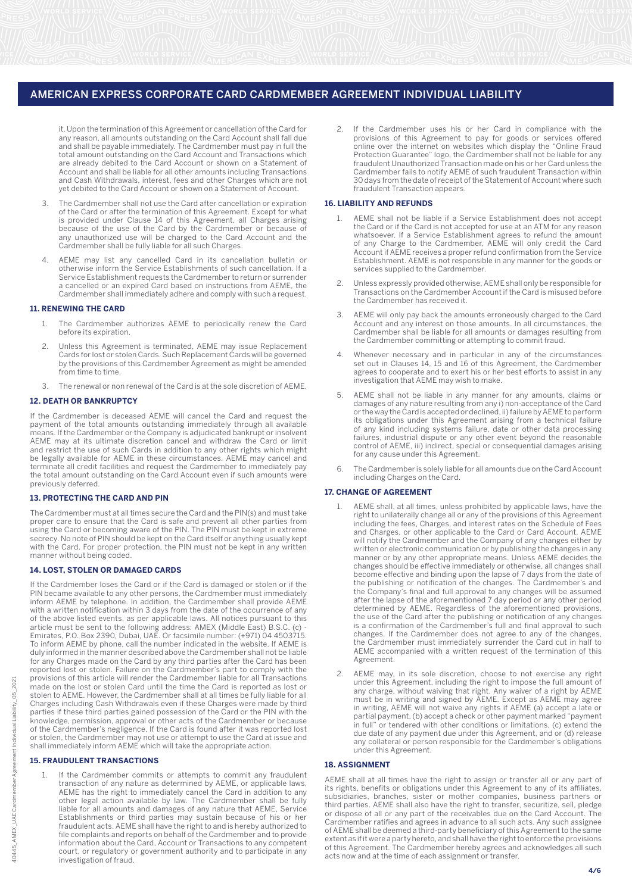it. Upon the termination of this Agreement or cancellation of the Card for any reason, all amounts outstanding on the Card Account shall fall due and shall be payable immediately. The Cardmember must pay in full the total amount outstanding on the Card Account and Transactions which are already debited to the Card Account or shown on a Statement of Account and shall be liable for all other amounts including Transactions and Cash Withdrawals, interest, fees and other Charges which are not yet debited to the Card Account or shown on a Statement of Account.

3. The Cardmember shall not use the Card after cancellation or expiration of the Card or after the termination of this Agreement. Except for what is provided under Clause 14 of this Agreement, all Charges arising because of the use of the Card by the Cardmember or because of any unauthorized use will be charged to the Card Account and the Cardmember shall be fully liable for all such Charges.

4. AEME may list any cancelled Card in its cancellation bulletin or otherwise inform the Service Establishments of such cancellation. If a Service Establishment requests the Cardmember to return or surrender a cancelled or an expired Card based on instructions from AEME, the Cardmember shall immediately adhere and comply with such a request.

### 11. RENEWING THE CARD

1. The Cardmember authorizes AEME to periodically renew the Card before its expiration.
2. Unless this Agreement is terminated, AEME may issue Replacement Cards for lost or stolen Cards. Such Replacement Cards will be governed by the provisions of this Cardmember Agreement as might be amended from time to time.
3. The renewal or non renewal of the Card is at the sole discretion of AEME.

### 12. DEATH OR BANKRUPTCY

If the Cardmember is deceased AEME will cancel the Card and request the payment of the total amounts outstanding immediately through all available means. If the Cardmember or the Company is adjudicated bankrupt or insolvent AEME may at its ultimate discretion cancel and withdraw the Card or limit and restrict the use of such Cards in addition to any other rights which might be legally available for AEME in these circumstances. AEME may cancel and terminate all credit facilities and request the Cardmember to immediately pay the total amount outstanding on the Card Account even if such amounts were previously deferred.

### 13. PROTECTING THE CARD AND PIN

The Cardmember must at all times secure the Card and the PIN(s) and must take proper care to ensure that the Card is safe and prevent all other parties from using the Card or becoming aware of the PIN. The PIN must be kept in extreme secrecy. No note of PIN should be kept on the Card itself or anything usually kept with the Card. For proper protection, the PIN must not be kept in any written manner without being coded.

### 14. LOST, STOLEN OR DAMAGED CARDS

If the Cardmember loses the Card or if the Card is damaged or stolen or if the PIN became available to any other persons, the Cardmember must immediately inform AEME by telephone. In addition, the Cardmember shall provide AEME with a written notification within 3 days from the date of the occurrence of any of the above listed events, as per applicable laws. All notices pursuant to this article must be sent to the following address: AMEX (Middle East) B.S.C. (c) - Emirates, P.O. Box 2390, Dubai, UAE. Or facsimile number: (+971) 04 4503715. To inform AEME by phone, call the number indicated in the website. If AEME is duly informed in the manner described above the Cardmember shall not be liable for any Charges made on the Card by any third parties after the Card has been reported lost or stolen. Failure on the Cardmember's part to comply with the provisions of this article will render the Cardmember liable for all Transactions made on the lost or stolen Card until the time the Card is reported as lost or stolen to AEME. However, the Cardmember shall at all times be fully liable for all Charges including Cash Withdrawals even if these Charges were made by third parties if these third parties gained possession of the Card or the PIN with the knowledge, permission, approval or other acts of the Cardmember or because of the Cardmember's negligence. If the Card is found after it was reported lost or stolen, the Cardmember may not use or attempt to use the Card at issue and shall immediately inform AEME which will take the appropriate action.

### 15. FRAUDULENT TRANSACTIONS

1. If the Cardmember commits or attempts to commit any fraudulent transaction of any nature as determined by AEME, or applicable laws, AEME has the right to immediately cancel the Card in addition to any other legal action available by law. The Cardmember shall be fully liable for all amounts and damages of any nature that AEME, Service Establishments or third parties may sustain because of his or her fraudulent acts. AEME shall have the right to and is hereby authorized to file complaints and reports on behalf of the Cardmember and to provide information about the Card, Account or Transactions to any competent court, or regulatory or government authority and to participate in any investigation of fraud.
2. If the Cardmember uses his or her Card in compliance with the provisions of this Agreement to pay for goods or services offered online over the internet on websites which display the "Online Fraud Protection Guarantee" logo, the Cardmember shall not be liable for any fraudulent Unauthorized Transaction made on his or her Card unless the Cardmember fails to notify AEME of such fraudulent Transaction within 30 days from the date of receipt of the Statement of Account where such fraudulent Transaction appears.

### 16. LIABILITY AND REFUNDS

1. AEME shall not be liable if a Service Establishment does not accept the Card or if the Card is not accepted for use at an ATM for any reason whatsoever. If a Service Establishment agrees to refund the amount of any Charge to the Cardmember, AEME will only credit the Card Account if AEME receives a proper refund confirmation from the Service Establishment. AEME is not responsible in any manner for the goods or services supplied to the Cardmember.
2. Unless expressly provided otherwise, AEME shall only be responsible for Transactions on the Cardmember Account if the Card is misused before the Cardmember has received it.
3. AEME will only pay back the amounts erroneously charged to the Card Account and any interest on those amounts. In all circumstances, the Cardmember shall be liable for all amounts or damages resulting from the Cardmember committing or attempting to commit fraud.
4. Whenever necessary and in particular in any of the circumstances set out in Clauses 14, 15 and 16 of this Agreement, the Cardmember agrees to cooperate and to exert his or her best efforts to assist in any investigation that AEME may wish to make.
5. AEME shall not be liable in any manner for any amounts, claims or damages of any nature resulting from any i) non-acceptance of the Card or the way the Card is accepted or declined, ii) failure by AEME to perform its obligations under this Agreement arising from a technical failure of any kind including systems failure, date or other data processing failures, industrial dispute or any other event beyond the reasonable control of AEME, iii) indirect, special or consequential damages arising for any cause under this Agreement.
6. The Cardmember is solely liable for all amounts due on the Card Account including Charges on the Card.

### 17. CHANGE OF AGREEMENT

1. AEME shall, at all times, unless prohibited by applicable laws, have the right to unilaterally change all or any of the provisions of this Agreement including the fees, Charges, and interest rates on the Schedule of Fees and Charges, or other applicable to the Card or Card Account. AEME will notify the Cardmember and the Company of any changes either by written or electronic communication or by publishing the changes in any manner or by any other appropriate means. Unless AEME decides the changes should be effective immediately or otherwise, all changes shall become effective and binding upon the lapse of 7 days from the date of the publishing or notification of the changes. The Cardmember's and the Company's final and full approval to any changes will be assumed after the lapse of the aforementioned 7 day period or any other period determined by AEME. Regardless of the aforementioned provisions, the use of the Card after the publishing or notification of any changes is a confirmation of the Cardmember's full and final approval to such changes. If the Cardmember does not agree to any of the changes, the Cardmember must immediately surrender the Card cut in half to AEME accompanied with a written request of the termination of this Agreement.
2. AEME may, in its sole discretion, choose to not exercise any right under this Agreement, including the right to impose the full amount of any charge, without waiving that right. Any waiver of a right by AEME must be in writing and signed by AEME. Except as AEME may agree in writing, AEME will not waive any rights if AEME (a) accept a late or partial payment, (b) accept a check or other payment marked "payment in full" or tendered with other conditions or limitations, (c) extend the due date of any payment due under this Agreement, and or (d) release any collateral or person responsible for the Cardmember's obligations under this Agreement.

### 18. ASSIGNMENT

AEME shall at all times have the right to assign or transfer all or any part of its rights, benefits or obligations under this Agreement to any of its affiliates, subsidiaries, branches, sister or mother companies, business partners or third parties. AEME shall also have the right to transfer, securitize, sell, pledge or dispose of all or any part of the receivables due on the Card Account. The Cardmember ratifies and agrees in advance to all such acts. Any such assignee of AEME shall be deemed a third-party beneficiary of this Agreement to the same extent as if it were a party hereto, and shall have the right to enforce the provisions of this Agreement. The Cardmember hereby agrees and acknowledges all such acts now and at the time of each assignment or transfer.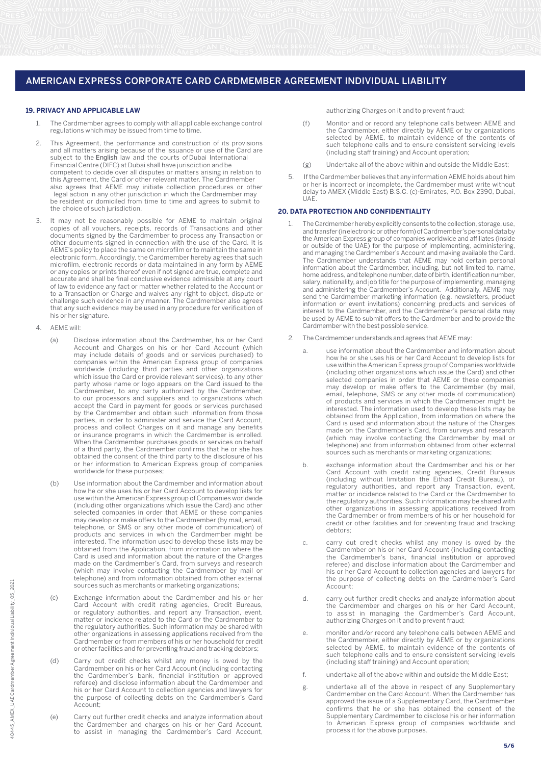## AMERICAN EXPRESS CORPORATE CARD CARDMEMBER AGREEMENT INDIVIDUAL LIABILITY

### 19. PRIVACY AND APPLICABLE LAW

1. The Cardmember agrees to comply with all applicable exchange control regulations which may be issued from time to time.
2. This Agreement, the performance and construction of its provisions and all matters arising because of the issuance or use of the Card are subject to the English law and the courts of Dubai International Financial Centre (DIFC) at Dubai shall have jurisdiction and be competent to decide over all disputes or matters arising in relation to this Agreement, the Card or other relevant matter. The Cardmember also agrees that AEME may initiate collection procedures or other legal action in any other jurisdiction in which the Cardmember may be resident or domiciled from time to time and agrees to submit to the choice of such jurisdiction.
3. It may not be reasonably possible for AEME to maintain original copies of all vouchers, receipts, records of Transactions and other documents signed by the Cardmember to process any Transaction or other documents signed in connection with the use of the Card. It is AEME's policy to place the same on microfilm or to maintain the same in electronic form. Accordingly, the Cardmember hereby agrees that such microfilm, electronic records or data maintained in any form by AEME or any copies or prints thereof even if not signed are true, complete and accurate and shall be final conclusive evidence admissible at any court of law to evidence any fact or matter whether related to the Account or to a Transaction or Charge and waives any right to object, dispute or challenge such evidence in any manner. The Cardmember also agrees that any such evidence may be used in any procedure for verification of his or her signature.
4. AEME will:
   - (a) Disclose information about the Cardmember, his or her Card Account and Charges on his or her Card Account (which may include details of goods and or services purchased) to companies within the American Express group of companies worldwide (including third parties and other organizations which issue the Card or provide relevant services), to any other party whose name or logo appears on the Card issued to the Cardmember, to any party authorized by the Cardmember, to our processors and suppliers and to organizations which accept the Card in payment for goods or services purchased by the Cardmember and obtain such information from those parties, in order to administer and service the Card Account, process and collect Charges on it and manage any benefits or insurance programs in which the Cardmember is enrolled. When the Cardmember purchases goods or services on behalf of a third party, the Cardmember confirms that he or she has obtained the consent of the third party to the disclosure of his or her information to American Express group of companies worldwide for these purposes;
   - (b) Use information about the Cardmember and information about how he or she uses his or her Card Account to develop lists for use within the American Express group of Companies worldwide (including other organizations which issue the Card) and other selected companies in order that AEME or these companies may develop or make offers to the Cardmember (by mail, email, telephone, or SMS or any other mode of communication) of products and services in which the Cardmember might be interested. The information used to develop these lists may be obtained from the Application, from information on where the Card is used and information about the nature of the Charges made on the Cardmember's Card, from surveys and research (which may involve contacting the Cardmember by mail or telephone) and from information obtained from other external sources such as merchants or marketing organizations;
   - (c) Exchange information about the Cardmember and his or her Card Account with credit rating agencies, Credit Bureaus, or regulatory authorities, and report any Transaction, event, matter or incidence related to the Card or the Cardmember to the regulatory authorities. Such information may be shared with other organizations in assessing applications received from the Cardmember or from members of his or her household for credit or other facilities and for preventing fraud and tracking debtors;
   - (d) Carry out credit checks whilst any money is owed by the Cardmember on his or her Card Account (including contacting the Cardmember's bank, financial institution or approved referee) and disclose information about the Cardmember and his or her Card Account to collection agencies and lawyers for the purpose of collecting debts on the Cardmember's Card Account;
   - (e) Carry out further credit checks and analyze information about the Cardmember and charges on his or her Card Account, to assist in managing the Cardmember's Card Account, authorizing Charges on it and to prevent fraud;
   - (f) Monitor and or record any telephone calls between AEME and the Cardmember, either directly by AEME or by organizations selected by AEME, to maintain evidence of the contents of such telephone calls and to ensure consistent servicing levels (including staff training) and Account operation;
   - (g) Undertake all of the above within and outside the Middle East;
5. If the Cardmember believes that any information AEME holds about him or her is incorrect or incomplete, the Cardmember must write without delay to AMEX (Middle East) B.S.C. (c)-Emirates, P.O. Box 2390, Dubai, UAE.

### 20. DATA PROTECTION AND CONFIDENTIALITY

1. The Cardmember hereby explicitly consents to the collection, storage, use, and transfer (in electronic or other form) of Cardmember's personal data by the American Express group of companies worldwide and affiliates (inside or outside of the UAE) for the purpose of implementing, administering, and managing the Cardmember's Account and making available the Card. The Cardmember understands that AEME may hold certain personal information about the Cardmember, including, but not limited to, name, home address, and telephone number, date of birth, identification number, salary, nationality, and job title for the purpose of implementing, managing and administering the Cardmember's Account. Additionally, AEME may send the Cardmember marketing information (e.g. newsletters, product information or event invitations) concerning products and services of interest to the Cardmember, and the Cardmember's personal data may be used by AEME to submit offers to the Cardmember and to provide the Cardmember with the best possible service.
2. The Cardmember understands and agrees that AEME may:
   - a. use information about the Cardmember and information about how he or she uses his or her Card Account to develop lists for use within the American Express group of Companies worldwide (including other organizations which issue the Card) and other selected companies in order that AEME or these companies may develop or make offers to the Cardmember (by mail, email, telephone, SMS or any other mode of communication) of products and services in which the Cardmember might be interested. The information used to develop these lists may be obtained from the Application, from information on where the Card is used and information about the nature of the Charges made on the Cardmember's Card, from surveys and research (which may involve contacting the Cardmember by mail or telephone) and from information obtained from other external sources such as merchants or marketing organizations;
   - b. exchange information about the Cardmember and his or her Card Account with credit rating agencies, Credit Bureaus (including without limitation the Eithad Credit Bureau), or regulatory authorities, and report any Transaction, event, matter or incidence related to the Card or the Cardmember to the regulatory authorities. Such information may be shared with other organizations in assessing applications received from the Cardmember or from members of his or her household for credit or other facilities and for preventing fraud and tracking debtors;
   - c. carry out credit checks whilst any money is owed by the Cardmember on his or her Card Account (including contacting the Cardmember's bank, financial institution or approved referee) and disclose information about the Cardmember and his or her Card Account to collection agencies and lawyers for the purpose of collecting debts on the Cardmember's Card Account;
   - d. carry out further credit checks and analyze information about the Cardmember and charges on his or her Card Account, to assist in managing the Cardmember's Card Account, authorizing Charges on it and to prevent fraud;
   - e. monitor and/or record any telephone calls between AEME and the Cardmember, either directly by AEME or by organizations selected by AEME, to maintain evidence of the contents of such telephone calls and to ensure consistent servicing levels (including staff training) and Account operation;
   - f. undertake all of the above within and outside the Middle East;
   - g. undertake all of the above in respect of any Supplementary Cardmember on the Card Account. When the Cardmember has approved the issue of a Supplementary Card, the Cardmember confirms that he or she has obtained the consent of the Supplementary Cardmember to disclose his or her information to American Express group of companies worldwide and process it for the above purposes.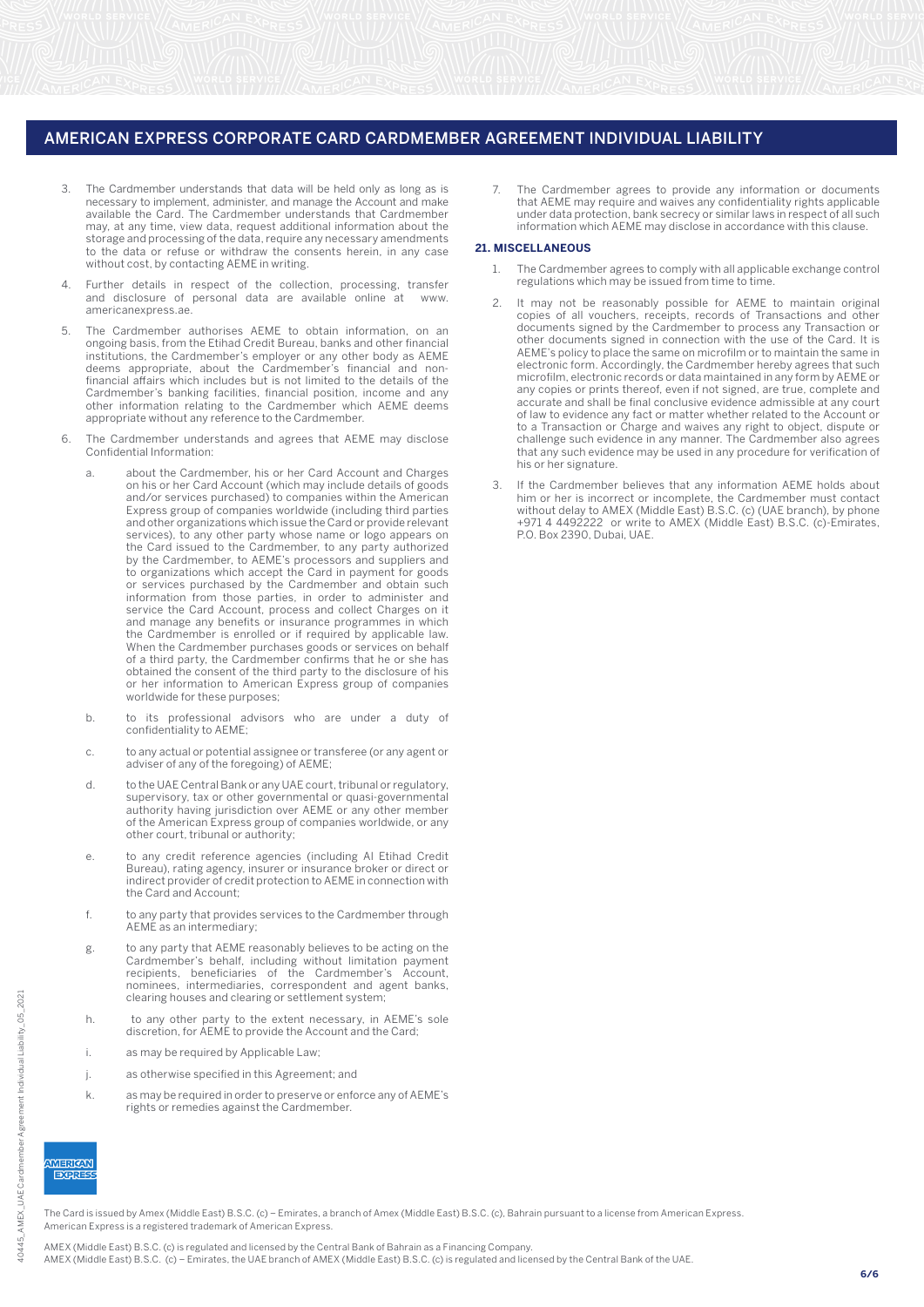## AMERICAN EXPRESS CORPORATE CARD CARDMEMBER AGREEMENT INDIVIDUAL LIABILITY

3. The Cardmember understands that data will be held only as long as is necessary to implement, administer, and manage the Account and make available the Card. The Cardmember understands that Cardmember may, at any time, view data, request additional information about the storage and processing of the data, require any necessary amendments to the data or refuse or withdraw the consents herein, in any case without cost, by contacting AEME in writing.

4. Further details in respect of the collection, processing, transfer and disclosure of personal data are available online at www.americanexpress.ae.

5. The Cardmember authorises AEME to obtain information, on an ongoing basis, from the Etihad Credit Bureau, banks and other financial institutions, the Cardmember's employer or any other body as AEME deems appropriate, about the Cardmember's financial and non-financial affairs which includes but is not limited to the details of the Cardmember's banking facilities, financial position, income and any other information relating to the Cardmember which AEME deems appropriate without any reference to the Cardmember.

6. The Cardmember understands and agrees that AEME may disclose Confidential Information:

   a. about the Cardmember, his or her Card Account and Charges on his or her Card Account (which may include details of goods and/or services purchased) to companies within the American Express group of companies worldwide (including third parties and other organizations which issue the Card or provide relevant services), to any other party whose name or logo appears on the Card issued to the Cardmember, to any party authorized by the Cardmember, to AEME's processors and suppliers and to organizations which accept the Card in payment for goods or services purchased by the Cardmember and obtain such information from those parties, in order to administer and service the Card Account, process and collect Charges on it and manage any benefits or insurance programmes in which the Cardmember is enrolled or if required by applicable law. When the Cardmember purchases goods or services on behalf of a third party, the Cardmember confirms that he or she has obtained the consent of the third party to the disclosure of his or her information to American Express group of companies worldwide for these purposes;

   b. to its professional advisors who are under a duty of confidentiality to AEME;

   c. to any actual or potential assignee or transferee (or any agent or adviser of any of the foregoing) of AEME;

   d. to the UAE Central Bank or any UAE court, tribunal or regulatory, supervisory, tax or other governmental or quasi-governmental authority having jurisdiction over AEME or any other member of the American Express group of companies worldwide, or any other court, tribunal or authority;

   e. to any credit reference agencies (including Al Etihad Credit Bureau), rating agency, insurer or insurance broker or direct or indirect provider of credit protection to AEME in connection with the Card and Account;

   f. to any party that provides services to the Cardmember through AEME as an intermediary;

   g. to any party that AEME reasonably believes to be acting on the Cardmember's behalf, including without limitation payment recipients, beneficiaries of the Cardmember's Account, nominees, intermediaries, correspondent and agent banks, clearing houses and clearing or settlement system;

   h. to any other party to the extent necessary, in AEME's sole discretion, for AEME to provide the Account and the Card;

   i. as may be required by Applicable Law;

   j. as otherwise specified in this Agreement; and

   k. as may be required in order to preserve or enforce any of AEME's rights or remedies against the Cardmember.

7. The Cardmember agrees to provide any information or documents that AEME may require and waives any confidentiality rights applicable under data protection, bank secrecy or similar laws in respect of all such information which AEME may disclose in accordance with this clause.

### 21. MISCELLANEOUS

1. The Cardmember agrees to comply with all applicable exchange control regulations which may be issued from time to time.

2. It may not be reasonably possible for AEME to maintain original copies of all vouchers, receipts, records of Transactions and other documents signed by the Cardmember to process any Transaction or other documents signed in connection with the use of the Card. It is AEME's policy to place the same on microfilm or to maintain the same in electronic form. Accordingly, the Cardmember hereby agrees that such microfilm, electronic records or data maintained in any form by AEME or any copies or prints thereof, even if not signed, are true, complete and accurate and shall be final conclusive evidence admissible at any court of law to evidence any fact or matter whether related to the Account or to a Transaction or Charge and waives any right to object, dispute or challenge such evidence in any manner. The Cardmember also agrees that any such evidence may be used in any procedure for verification of his or her signature.

3. If the Cardmember believes that any information AEME holds about him or her is incorrect or incomplete, the Cardmember must contact without delay to AMEX (Middle East) B.S.C. (c) (UAE branch), by phone +971 4 4492222 or write to AMEX (Middle East) B.S.C. (c)-Emirates, P.O. Box 2390, Dubai, UAE.

The Card is issued by Amex (Middle East) B.S.C. (c) – Emirates, a branch of Amex (Middle East) B.S.C. (c), Bahrain pursuant to a license from American Express. American Express is a registered trademark of American Express.

AMEX (Middle East) B.S.C. (c) is regulated and licensed by the Central Bank of Bahrain as a Financing Company.
AMEX (Middle East) B.S.C. (c) – Emirates, the UAE branch of AMEX (Middle East) B.S.C. (c) is regulated and licensed by the Central Bank of the UAE.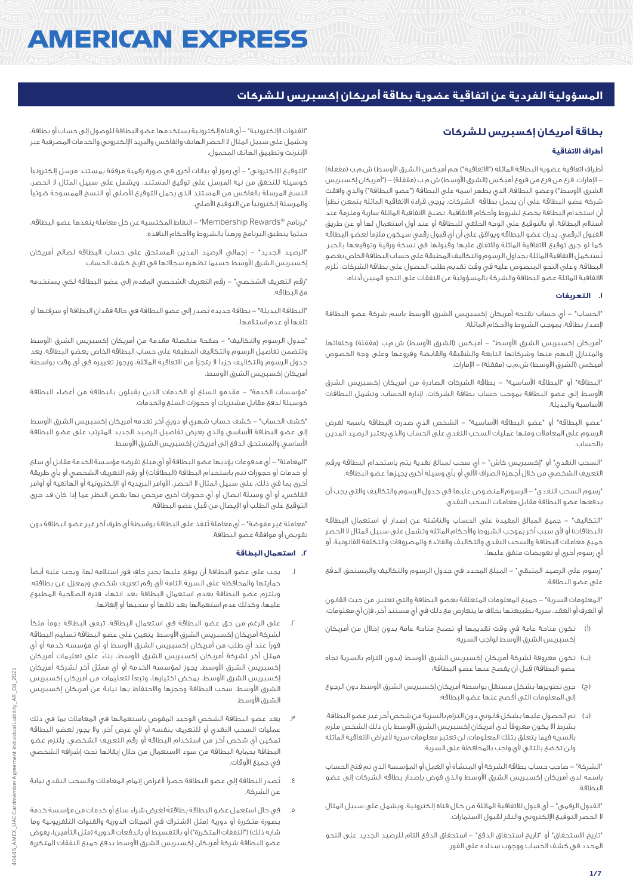# AMERICAN EXPRESS

## المسؤولية الفردية عن اتفاقية عضوية بطاقة أمريكان إكسبريس للشركات

## بطاقة أمريكان إكسبريس للشركات

### أطراف الاتفاقية

أطراف اتفاقية عضوية البطاقة الماثلة ("الاتفاقية") هم أميكس (الشرق الأوسط) ش.م.ب (مقفلة) – الإمارات، فرع من فرع من فروع أميكس (الشرق الأوسط) ش.م.ب (مقفلة) – ("أمريكان إكسبريس الشرق الأوسط") وعضو البطاقة، الذي يظهر اسمه على البطاقة ("عضو البطاقة") والذي وافقت شركة عضو البطاقة على أن يحمل بطاقة الشركات. يُرجى قراءة الاتفاقية الماثلة بتمعن نظراً أن استخدام البطاقة يخضع لشروط وأحكام الاتفاقية. تصبح الاتفاقية الماثلة سارية وملزمة عند استلام البطاقة، أو بالتوقيع على الوجه الخلفي للبطاقة أو عند أول استعمال لها أو عن طريق القبول الرقمي. يدرك عضو البطاقة ويوافق على أن أي قبول رقمي سيكون ملزماً لعضو البطاقة كما لو جرى توقيع الاتفاقية الماثلة والاتفاق عليها وقبولها في نسخة ورقية وتوقيعها بالحبر. تُستكمل الاتفاقية الماثلة بجداول الرسوم والتكاليف المطبقة على حساب البطاقة الخاص بعضو البطاقة. وعلى النحو المنصوص عليه في وقت تقديم طلب الحصول على بطاقة الشركات، تُلزم الاتفاقية الماثلة عضو البطاقة والشركة بالمسؤولية عن النفقات على النحو المبين أدناه:

### ١. التعريفات

"الحساب" – أي حساب تفتحه أمريكان إكسبريس الشرق الأوسط باسم شركة عضو البطاقة لإصدار بطاقة، بموجب الشروط والأحكام الماثلة.

"أمريكان إكسبريس الشرق الأوسط" – أميكس (الشرق الأوسط) ش.م.ب (مقفلة) وخلفائها والمتنازل إليهم منها وشركاتها التابعة والشقيقة والقابضة وفروعها وعلى وجه الخصوص أميكس (الشرق الأوسط) ش.م.ب (مقفلة) – الإمارات.

"البطاقة" أو "البطاقة الأساسية" – بطاقة الشركات الصادرة من أمريكان إكسبريس الشرق الأوسط إلى عضو البطاقة بموجب حساب بطاقة الشركات، لإدارة الحساب. وتشمل البطاقات الأساسية والبديلة.

"عضو البطاقة" أو "عضو البطاقة الأساسية" – الشخص الذي صدرت البطاقة باسمه لفرض الرسوم على المعاملات ومنها عمليات السحب النقدي على الحساب والذي يعتبر الرصيد المدين بالحساب.

"السحب النقدي" أو "إكسبريس كاش" – أي سحب لمبالغ نقدية يتم باستخدام البطاقة ورقم التعريف الشخصي من خلال أجهزة الصراف الآلي أو بأي وسيلة أخرى يجيزها عضو البطاقة.

"رسوم السحب النقدي" – الرسوم المنصوص عليها في جدول الرسوم والتكاليف والتي يجب أن يدفعها عضو البطاقة مقابل معاملات السحب النقدي.

"التكاليف" – جميع المبالغ المقيدة على الحساب والناشئة عن إصدار أو استعمال البطاقة (البطاقات) أو لأي سبب آخر بموجب الشروط والأحكام الماثلة وتشمل على سبيل المثال لا الحصر جميع معاملات البطاقة والسحب النقدي والتكاليف والفائدة والمصروفات والتكلفة القانونية، أو أي رسوم أخرى أو تعويضات متفق عليها.

"رسوم على الرصيد المتبقي" – المبلغ المحدد في جدول الرسوم والتكاليف والمستحق الدفع على عضو البطاقة.

"المعلومات السرية" – جميع المعلومات المتعلقة بعضو البطاقة والتي تعتبر، من حيث القانون أو العرف أو العقد، سرية بطبيعتها بخلاف ما يتعارض مع ذلك في أي مستند آخر، فإن أي معلومات:

(أ) تكون متاحة عامة في وقت تقديمها أو تصبح متاحة عامة بدون إخلال من أمريكان إكسبريس الشرق الأوسط لواجب السرية؛

(ب) تكون معروفة لشركة أمريكان إكسبريس الشرق الأوسط (بدون التزام بالسرية تجاه عضو البطاقة) قبل أن يفصح عنها عضو البطاقة؛

(ج) جرى تطويرها بشكل مستقل بواسطة أمريكان إكسبريس الشرق الأوسط دون الرجوع إلى المعلومات التي أفصح عنها عضو البطاقة؛

(د) تم الحصول عليها بشكل قانوني دون التزام بالسرية من شخص آخر غير عضو البطاقة، بشرط ألا يكون معروفاً لدى أمريكان إكسبريس الشرق الأوسط بأن ذلك الشخص ملزم بالسرية فيما يتعلق بتلك المعلومات، لن تعتبر معلومات سرية لأغراض الاتفاقية الماثلة ولن تخضع بالتالي لأي واجب بالمحافظة على السرية.

"الشركة" – صاحب حساب بطاقة الشركة أو المنشأة أو العمل أو المؤسسة الذي تم فتح الحساب باسمه لدى أمريكان إكسبريس الشرق الأوسط والذي فوض بإصدار بطاقة الشركات إلى عضو البطاقة.

"القبول الرقمي" – أي قبول للاتفاقية الماثلة من خلال قناة إلكترونية، ويشمل على سبيل المثال لا الحصر التوقيع الإلكتروني والنقر لقبول الاستمارات.

"تاريخ الاستحقاق" أو "تاريخ استحقاق الدفع" – استحقاق الدفع التام للرصيد الجديد على النحو المحدد في كشف الحساب ووجوب سداده على الفور.

"القنوات الإلكترونية" – أي قناة إلكترونية يستخدمها عضو البطاقة للوصول إلى حساب أو بطاقة، وتشمل على سبيل المثال لا الحصر الهاتف والفاكس والبريد الإلكتروني والخدمات المصرفية عبر الإنترنت وتطبيق الهاتف المحمول.

"التوقيع الإلكتروني" – أي رموز أو بيانات أخرى في صورة رقمية مرفقة بمستند مرسل إلكترونياً كوسيلة للتحقق من نية المرسل على توقيع المستند، ويشمل على سبيل المثال لا الحصر، النسخ المرسلة بالفاكس من المستند الذي يحمل التوقيع الأصلي والنسخ الممسوحة ضوئياً والمرسلة إلكترونياً من التوقيع الأصلي.

"برنامج ®Membership Rewards" – النقاط المكتسبة عن كل معاملة ينفذها عضو البطاقة، حيثما ينطبق البرنامج ورهناً بالشروط والأحكام النافذة.

"الرصيد الجديد" – إجمالي الرصيد المدين المستحق على حساب البطاقة لصالح أمريكان إكسبريس الشرق الأوسط حسبما تظهره سجلاتها في تاريخ كشف الحساب.

"رقم التعريف الشخصي" – رقم التعريف الشخصي المقدم إلى عضو البطاقة لكي يستخدمه مع البطاقة.

"البطاقة البديلة" – بطاقة جديدة تُصدر إلى عضو البطاقة في حالة فقدان البطاقة أو سرقتها أو تلفها أو عدم استلامها.

"جدول الرسوم والتكاليف" – صفحة منفصلة مقدمة من أمريكان إكسبريس الشرق الأوسط وتتضمن تفاصيل الرسوم والتكاليف المطبقة على حساب البطاقة الخاص بعضو البطاقة. يعد جدول الرسوم والتكاليف جزءاً لا يتجزأ من الاتفاقية الماثلة، ويجوز تغييره في أي وقت بواسطة أمريكان إكسبريس الشرق الأوسط.

"مؤسسات الخدمة" – مقدمو السلع أو الخدمات الذين يقبلون بالبطاقة من أعضاء البطاقة كوسيلة لدفع مقابل مشتريات أو حجوزات السلع والخدمات.

"كشف الحساب" – كشف حساب شهري أو دوري آخر تقدمه أمريكان إكسبريس الشرق الأوسط إلى عضو البطاقة الأساسي والذي يعرض تفاصيل الرصيد الجديد المترتب على عضو البطاقة الأساسي والمستحق الدفع إلى أمريكان إكسبريس الشرق الأوسط.

"المعاملة" – أي مدفوعات يؤديها عضو البطاقة أو أي مبلغ تفرضه مؤسسة الخدمة مقابل أي سلع أو خدمات أو حجوزات تتم باستخدام البطاقة (البطاقات) أو رقم التعريف الشخصي أو بأي طريقة أخرى بما في ذلك، على سبيل المثال لا الحصر، الأوامر البريدية أو الإلكترونية أو الهاتفية أو أوامر الفاكس، أو أي وسيلة اتصال أو أي حجوزات أخرى مرخص بها بغض النظر عما إذا كان قد جرى التوقيع على الطلب أو الإيصال من قبل عضو البطاقة.

"معاملة غير مفوضة" – أي معاملة تُنفذ على البطاقة بواسطة أي طرف آخر غير عضو البطاقة دون تفويض أو موافقة عضو البطاقة.

### ٢. استعمال البطاقة

١. يجب على عضو البطاقة أن يوقع عليها بحبر جاف فور استلامه لها؛ ويجب عليه أيضاً حمايتها والمحافظة على السرية التامة لأي رقم تعريف شخصي وبمعزل عن بطاقته. ويلتزم عضو البطاقة بعدم استعمال البطاقة بعد انتهاء فترة الصلاحية المطبوع عليها، وكذلك عدم استعمالها بعد تلفها أو سحبها أو إلغائها.

٢. على الرغم من حق عضو البطاقة في استعمال البطاقة، تبقى البطاقة دوماً ملكاً لشركة أمريكان إكسبريس الشرق الأوسط. يتعين على عضو البطاقة تسليم البطاقة فوراً عند أي طلب من أمريكان إكسبريس الشرق الأوسط أو أي مؤسسة خدمة أو أي ممثل آخر لشركة أمريكان إكسبريس الشرق الأوسط، بناءً على تعليمات أمريكان إكسبريس الشرق الأوسط، يجوز لمؤسسة الخدمة أو أي ممثل آخر لشركة أمريكان إكسبريس الشرق الأوسط، بمحض اختيارها، وتبعاً لتعليمات من أمريكان إكسبريس الشرق الأوسط، سحب البطاقة وحجزها والاحتفاظ بها نيابة عن أمريكان إكسبريس الشرق الأوسط.

٣. يعد عضو البطاقة الشخص الوحيد المفوض باستعمالها في المعاملات بما في ذلك عمليات السحب النقدي أو للتعريف بنفسه أو لأي غرض آخر. ولا يجوز لعضو البطاقة تمكين أي شخص آخر من استخدام البطاقة أو رقم التعريف الشخصي. يلتزم عضو البطاقة بحماية البطاقة من سوء الاستعمال من خلال إبقائها تحت إشرافه الشخصي في جميع الأوقات.

٤. تُصدر البطاقة إلى عضو البطاقة حصراً لأغراض إتمام المعاملات والسحب النقدي نيابة عن الشركة.

٥. في حال استعمل عضو البطاقة بطاقته لغرض شراء سلع أو خدمات من مؤسسة خدمة بصورة متكررة أو دورية (مثل الاشتراك في المجلات الدورية والقنوات التلفزيونية وما شابه ذلك) ("النفقات المتكررة") أو بالتقسيط أو بالدفعات الدورية (مثل التأمين)، يفوض عضو البطاقة شركة أمريكان إكسبريس الشرق الأوسط بدفع جميع النفقات المتكررة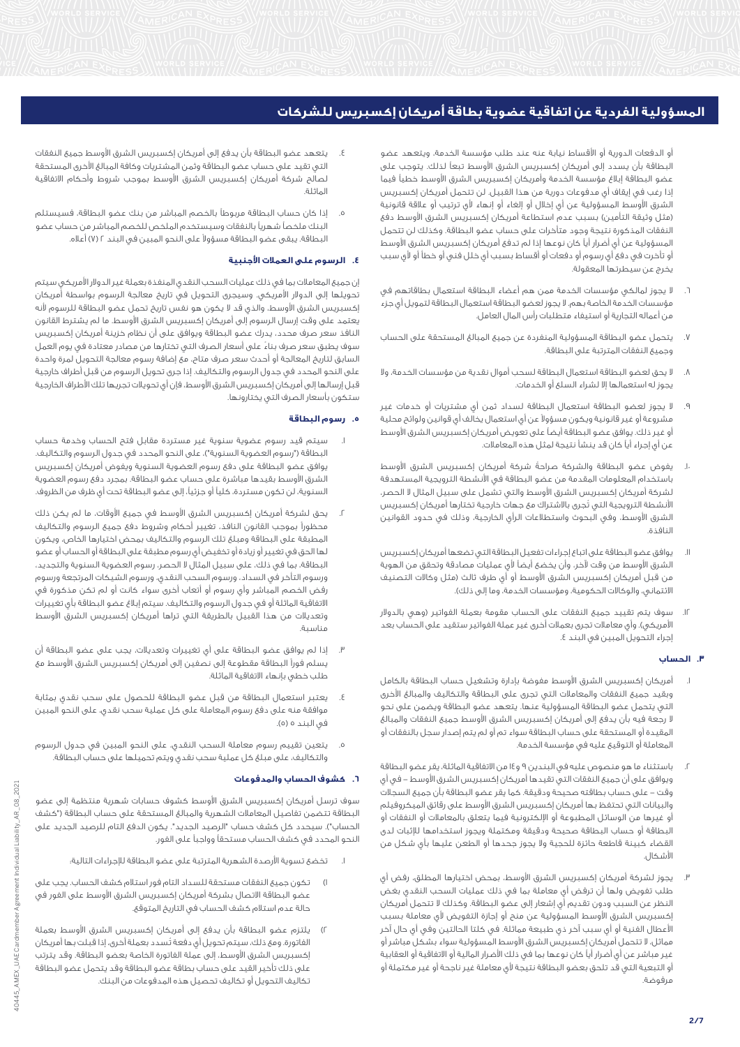# المسؤولية الفردية عن اتفاقية عضوية بطاقة أمريكان إكسبريس للشركات

أو الدفعات الدورية أو الأقساط نيابة عنه عند طلب مؤسسة الخدمة، ويتعهد عضو البطاقة بأن يسدد إلى أمريكان إكسبريس الشرق الأوسط تبعاً لذلك. يتوجب على عضو البطاقة إبلاغ مؤسسة الخدمة وأمريكان إكسبريس الشرق الأوسط خطياً فيما إذا رغب في إيقاف أي مدفوعات دورية من هذا القبيل. لن تتحمل أمريكان إكسبريس الشرق الأوسط المسؤولية عن أي إخلال أو إلغاء أو إنهاء لأي ترتيب أو علاقة قانونية (مثل وثيقة التأمين) بسبب عدم استطاعة أمريكان إكسبريس الشرق الأوسط دفع النفقات المذكورة نتيجة وجود متأخرات على حساب عضو البطاقة، وكذلك لن تتحمل المسؤولية عن أي أضرار أياً كان نوعها إذا لم تدفع أمريكان إكسبريس الشرق الأوسط أو تأخرت في دفع أي رسوم أو دفعات أو أقساط بسبب أي خلل فني أو خطأ أو لأي سبب يخرج عن سيطرتها المعقولة.

٦. لا يجوز لمالكي مؤسسات الخدمة ممن هم أعضاء البطاقة استعمال بطاقاتهم في مؤسسات الخدمة الخاصة بهم، لا يجوز لعضو البطاقة استعمال البطاقة لتمويل أي جزء من أعماله التجارية أو استيفاء متطلبات رأس المال العامل.

٧. يتحمل عضو البطاقة المسؤولية المنفردة عن جميع المبالغ المستحقة على الحساب وجميع النفقات المترتبة على البطاقة.

٨. لا يحق لعضو البطاقة استعمال البطاقة لسحب أموال نقدية من مؤسسات الخدمة، ولا يجوز له استعمالها إلا لشراء السلع أو الخدمات.

٩. لا يجوز لعضو البطاقة استعمال البطاقة لسداد ثمن أي مشتريات أو خدمات غير مشروعة أو غير قانونية ويكون مسؤولاً عن أي استعمال يخالف أي قوانين ولوائح محلية أو غير ذلك. يوافق عضو البطاقة أيضاً على تعويض أمريكان إكسبريس الشرق الأوسط عن أي إجراء أياً كان قد ينشأ نتيجة لمثل هذه المعاملات.

١٠. يفوض عضو البطاقة والشركة صراحةً شركة أمريكان إكسبريس الشرق الأوسط باستخدام المعلومات المقدمة من عضو البطاقة في الأنشطة الترويجية المستهدفة لشركة أمريكان إكسبريس الشرق الأوسط والتي تشمل على سبيل المثال لا الحصر، الأنشطة الترويجية التي تجري بالاشتراك مع جهات خارجية تختارها أمريكان إكسبريس الشرق الأوسط، وفي البحوث واستطلاعات الرأي الخارجية، وذلك في حدود القوانين النافذة.

١١. يوافق عضو البطاقة على اتباع إجراءات تفعيل البطاقة التي تضعها أمريكان إكسبريس الشرق الأوسط من وقت لآخر، وأن يخضع أيضاً لأي عمليات مصادقة وتحقق من الهوية من قبل أمريكان إكسبريس الشرق الأوسط أو أي طرف ثالث (مثل وكالات التصنيف الائتماني، والوكالات الحكومية، ومؤسسات الخدمة، وما إلى ذلك).

١٢. سوف يتم تقييد جميع النفقات على الحساب مقومة بعملة الفواتير (وهي بالدولار الأمريكي). وأي معاملات تجرى بعملات أخرى غير عملة الفواتير ستقيد على الحساب بعد إجراء التحويل المبين في البند ٤.

### ٣. الحساب

١. أمريكان إكسبريس الشرق الأوسط مفوضة بإدارة وتشغيل حساب البطاقة بالكامل وبقيد جميع النفقات والمعاملات التي تجرى على البطاقة والتكاليف والمبالغ الأخرى التي يتحمل عضو البطاقة المسؤولية عنها. يتعهد عضو البطاقة ويضمن على نحو لا رجعة فيه بأن يدفع إلى أمريكان إكسبريس الشرق الأوسط جميع النفقات والمبالغ المقيدة أو المستحقة على حساب البطاقة سواء تم أو لم يتم إصدار سجل بالنفقات أو المعاملة أو التوقيع عليه في مؤسسة الخدمة.

٢. باستثناء ما هو منصوص عليه في البندين ٩ و١٤ من الاتفاقية الماثلة، يقر عضو البطاقة ويوافق على أن جميع النفقات التي تقيدها أمريكان إكسبريس الشرق الأوسط – في أي وقت – على حساب بطاقته صحيحة ودقيقة. كما يقر عضو البطاقة بأن جميع السجلات والبيانات التي تحتفظ بها أمريكان إكسبريس الشرق الأوسط على رقائق الميكروفيلم أو غيرها من الوسائل المطبوعة أو الإلكترونية فيما يتعلق بالمعاملات أو النفقات أو البطاقة أو حساب البطاقة صحيحة ودقيقة ومكتملة ويجوز استخدامها للإثبات لدى القضاء كبينة قاطعة حائزة للحجية ولا يجوز جحدها أو الطعن عليها بأي شكل من الأشكال.

٣. يجوز لشركة أمريكان إكسبريس الشرق الأوسط، بمحض اختيارها المطلق، رفض أي طلب تفويض ولها أن ترفض أي معاملة بما في ذلك عمليات السحب النقدي بغض النظر عن السبب ودون تقديم أي إشعار إلى عضو البطاقة. وكذلك لا تتحمل أمريكان إكسبريس الشرق الأوسط المسؤولية عن منح أو إجازة التفويض لأي معاملة بسبب الأعطال الفنية أو أي سبب آخر ذي طبيعة مماثلة. في كلتا الحالتين وفي أي حال آخر مماثل، لا تتحمل أمريكان إكسبريس الشرق الأوسط المسؤولية سواء بشكل مباشر أو غير مباشر عن أي أضرار أياً كان نوعها بما في ذلك الأضرار المالية أو الاتفاقية أو العقابية أو التبعية التي قد تلحق بعضو البطاقة نتيجة لأي معاملة غير ناجحة أو غير مكتملة أو مرفوضة.

٤. يتعهد عضو البطاقة بأن يدفع إلى أمريكان إكسبريس الشرق الأوسط جميع النفقات التي تقيد على حساب عضو البطاقة وثمن المشتريات وكافة المبالغ الأخرى المستحقة لصالح شركة أمريكان إكسبريس الشرق الأوسط بموجب شروط وأحكام الاتفاقية الماثلة.

٥. إذا كان حساب البطاقة مربوطاً بالخصم المباشر من بنك عضو البطاقة، فسيستلم البنك ملخصاً شهرياً بالنفقات وسيستخدم الملخص للخصم المباشر من حساب عضو البطاقة. يبقى عضو البطاقة مسؤولاً على النحو المبين في البند ٢ (٧) أعلاه.

### ٤. الرسوم على العملات الأجنبية

إن جميع المعاملات بما في ذلك عمليات السحب النقدي المنفذة بعملة غير الدولار الأمريكي سيتم تحويلها إلى الدولار الأمريكي. وسيجري التحويل في تاريخ معالجة الرسوم بواسطة أمريكان إكسبريس الشرق الأوسط، والذي قد لا يكون هو نفس تاريخ تحمل عضو البطاقة للرسوم لأنه يعتمد على وقت إرسال الرسوم إلى أمريكان إكسبريس الشرق الأوسط. ما لم يشترط القانون النافذ سعر صرف محدد، يدرك عضو البطاقة ويوافق على أن نظام خزينة أمريكان إكسبريس سوف يطبق سعر صرف بناءً على أسعار الصرف التي تختارها من مصادر معتادة في يوم العمل السابق لتاريخ المعالجة أو أحدث سعر صرف متاح، مع إضافة رسوم معالجة التحويل لمرة واحدة على النحو المحدد في جدول الرسوم والتكاليف. إذا جرى تحويل الرسوم من قبل أطراف خارجية قبل إرسالها إلى أمريكان إكسبريس الشرق الأوسط، فإن أي تحويلات تجريها تلك الأطراف الخارجية ستكون بأسعار الصرف التي يختارونها.

### ٥. رسوم البطاقة

١. سيتم قيد رسوم عضوية سنوية غير مستردة مقابل فتح الحساب وخدمة حساب البطاقة ("رسوم العضوية السنوية")، على النحو المحدد في جدول الرسوم والتكاليف. يوافق عضو البطاقة على دفع رسوم العضوية السنوية ويفوض أمريكان إكسبريس الشرق الأوسط بقيدها مباشرة على حساب عضو البطاقة. بمجرد دفع رسوم العضوية السنوية، لن تكون مستردة، كلياً أو جزئياً، إلى عضو البطاقة تحت أي ظرف من الظروف.

٢. يحق لشركة أمريكان إكسبريس الشرق الأوسط في جميع الأوقات، ما لم يكن ذلك محظوراً بموجب القانون النافذ، تغيير أحكام وشروط دفع جميع الرسوم والتكاليف المطبقة على البطاقة ومبلغ تلك الرسوم والتكاليف بمحض اختيارها الخاص، ويكون لها الحق في تغيير أو زيادة أو تخفيض أي رسوم مطبقة على البطاقة أو الحساب أو عضو البطاقة، بما في ذلك، على سبيل المثال لا الحصر، رسوم العضوية السنوية والتجديد، ورسوم التأخر في السداد، ورسوم السحب النقدي، ورسوم الشيكات المرتجعة ورسوم رفض الخصم المباشر وأي رسوم أو أتعاب أخرى سواء كانت أو لم تكن مذكورة في الاتفاقية الماثلة أو في جدول الرسوم والتكاليف. سيتم إبلاغ عضو البطاقة بأي تغييرات وتعديلات من هذا القبيل بالطريقة التي تراها أمريكان إكسبريس الشرق الأوسط مناسبة.

٣. إذا لم يوافق عضو البطاقة على أي تغييرات وتعديلات، يجب على عضو البطاقة أن يسلم فوراً البطاقة مقطوعة إلى نصفين إلى أمريكان إكسبريس الشرق الأوسط مع طلب خطي بإنهاء الاتفاقية الماثلة.

٤. يعتبر استعمال البطاقة من قبل عضو البطاقة للحصول على سحب نقدي بمثابة موافقة منه على دفع رسوم المعاملة على كل عملية سحب نقدي، على النحو المبين في البند ٥ (٥).

٥. يتعين تقييم رسوم معاملة السحب النقدي، على النحو المبين في جدول الرسوم والتكاليف، على مبلغ كل عملية سحب نقدي ويتم تحميلها على حساب البطاقة.

### ٦. كشوف الحساب والمدفوعات

سوف ترسل أمريكان إكسبريس الشرق الأوسط كشوف حسابات شهرية منتظمة إلى عضو البطاقة تتضمن تفاصيل المعاملات الشهرية والمبالغ المستحقة على حساب البطاقة ("كشف الحساب"). سيحدد كل كشف حساب "الرصيد الجديد". يكون الدفع التام للرصيد الجديد على النحو المحدد في كشف الحساب مستحقاً وواجباً على الفور.

١. تخضع تسوية الأرصدة الشهرية المترتبة على عضو البطاقة للإجراءات التالية:

١) تكون جميع النفقات مستحقة للسداد التام فور استلام كشف الحساب. يجب على عضو البطاقة الاتصال بشركة أمريكان إكسبريس الشرق الأوسط على الفور في حالة عدم استلام كشف الحساب في التاريخ المتوقع.

٢) يلتزم عضو البطاقة بأن يدفع إلى أمريكان إكسبريس الشرق الأوسط بعملة الفاتورة، ومع ذلك، سيتم تحويل أي دفعة تُسدد بعملة أخرى، إذا قبلت بها أمريكان إكسبريس الشرق الأوسط، إلى عملة الفاتورة الخاصة بعضو البطاقة. وقد يترتب على ذلك تأخير القيد على حساب بطاقة عضو البطاقة وقد يتحمل عضو البطاقة تكاليف التحويل أو تكاليف تحصيل هذه المدفوعات من البنك.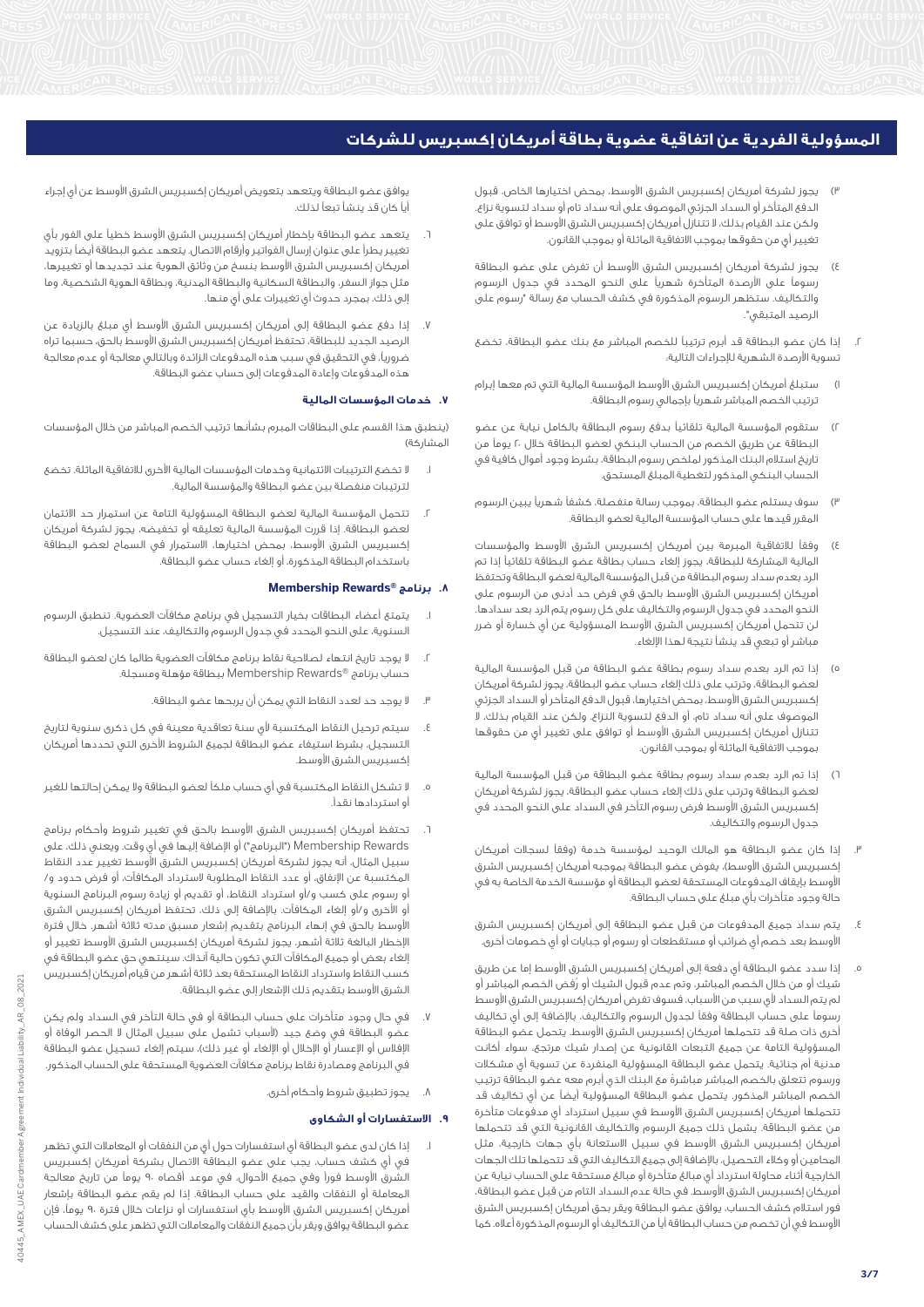# المسؤولية الفردية عن اتفاقية عضوية بطاقة أمريكان إكسبريس للشركات

٣) يجوز لشركة أمريكان إكسبريس الشرق الأوسط، بمحض اختيارها الخاص، قبول الدفع المتأخر أو السداد الجزئي الموصوف على أنه سداد تام أو سداد لتسوية نزاع. ولكن عند القيام بذلك، لا تتنازل أمريكان إكسبريس الشرق الأوسط أو توافق على تغيير أي من حقوقها بموجب الاتفاقية الماثلة أو بموجب القانون.

٤) يجوز لشركة أمريكان إكسبريس الشرق الأوسط أن تفرض على عضو البطاقة رسوماً على الأرصدة المتأخرة شهرياً على النحو المحدد في جدول الرسوم والتكاليف. ستظهر الرسوم المذكورة في كشف الحساب مع رسالة "رسوم على الرصيد المتبقي".

٢. إذا كان عضو البطاقة قد أبرم ترتيباً للخصم المباشر مع بنك عضو البطاقة، تخضع تسوية الأرصدة الشهرية للإجراءات التالية:

١) ستبلغ أمريكان إكسبريس الشرق الأوسط المؤسسة المالية التي تم معها إبرام ترتيب الخصم المباشر شهرياً بإجمالي رسوم البطاقة.

٢) ستقوم المؤسسة المالية تلقائياً بدفع رسوم البطاقة بالكامل نيابة عن عضو البطاقة عن طريق الخصم من الحساب البنكي لعضو البطاقة خلال ٢٠ يوماً من تاريخ استلام البنك المذكور لملخص رسوم البطاقة، بشرط وجود أموال كافية في الحساب البنكي المذكور لتغطية المبلغ المستحق.

٣) سوف يستلم عضو البطاقة، بموجب رسالة منفصلة، كشفاً شهرياً يبين الرسوم المقرر قيدها على حساب المؤسسة المالية لعضو البطاقة.

٤) وفقاً للاتفاقية المبرمة بين أمريكان إكسبريس الشرق الأوسط والمؤسسات المالية المشاركة للبطاقة، يجوز إلغاء حساب بطاقة عضو البطاقة تلقائياً إذا تم الرد بعدم سداد رسوم البطاقة من قبل المؤسسة المالية لعضو البطاقة وتحتفظ أمريكان إكسبريس الشرق الأوسط بالحق في فرض حد أدنى من الرسوم على النحو المحدد في جدول الرسوم والتكاليف على كل رسوم يتم الرد بعد سدادها. لن تتحمل أمريكان إكسبريس الشرق الأوسط المسؤولية عن أي خسارة أو ضرر مباشر أو تبعي قد ينشأ نتيجة لهذا الإلغاء.

٥) إذا تم الرد بعدم سداد رسوم بطاقة عضو البطاقة من قبل المؤسسة المالية لعضو البطاقة، وترتب على ذلك إلغاء حساب عضو البطاقة، يجوز لشركة أمريكان إكسبريس الشرق الأوسط، بمحض اختيارها، قبول الدفع المتأخر أو السداد الجزئي الموصوف على أنه سداد تام، أو الدفع لتسوية النزاع. ولكن عند القيام بذلك، لا تتنازل أمريكان إكسبريس الشرق الأوسط أو توافق على تغيير أي من حقوقها بموجب الاتفاقية الماثلة أو بموجب القانون.

٦) إذا تم الرد بعدم سداد رسوم بطاقة عضو البطاقة من قبل المؤسسة المالية لعضو البطاقة وترتب على ذلك إلغاء حساب عضو البطاقة، يجوز لشركة أمريكان إكسبريس الشرق الأوسط فرض رسوم التأخر في السداد على النحو المحدد في جدول الرسوم والتكاليف.

٣. إذا كان عضو البطاقة هو المالك الوحيد لمؤسسة خدمة (وفقاً لسجلات أمريكان إكسبريس الشرق الأوسط)، يفوض عضو البطاقة بموجبه أمريكان إكسبريس الشرق الأوسط بإيقاف المدفوعات المستحقة لعضو البطاقة أو مؤسسة الخدمة الخاصة به في حالة وجود متأخرات بأي مبلغ على حساب البطاقة.

٤. يتم سداد جميع المدفوعات من قبل عضو البطاقة إلى أمريكان إكسبريس الشرق الأوسط بعد خصم أي ضرائب أو مستقطعات أو رسوم أو جبايات أو أي خصومات أخرى.

٥. إذا سدد عضو البطاقة أي دفعة إلى أمريكان إكسبريس الشرق الأوسط إما عن طريق شيك أو من خلال الخصم المباشر، وتم عدم قبول الشيك أو رَفض الخصم المباشر أو لم يتم السداد لأي سبب من الأسباب، فسوف تفرض أمريكان إكسبريس الشرق الأوسط رسوماً على حساب البطاقة وفقاً لجدول الرسوم والتكاليف، بالإضافة إلى أي تكاليف أخرى ذات صلة قد تتحملها أمريكان إكسبريس الشرق الأوسط. يتحمل عضو البطاقة المسؤولية التامة عن جميع التبعات القانونية عن إصدار شيك مرتجع، سواء أكانت مدنية أم جنائية. يتحمل عضو البطاقة المسؤولية المنفردة عن تسوية أي مشكلات ورسوم تتعلق بالخصم المباشر مباشرة مع البنك الذي أبرم معه عضو البطاقة ترتيب الخصم المباشر المذكور. يتحمل عضو البطاقة المسؤولية أيضاً عن أي تكاليف قد تتحملها أمريكان إكسبريس الشرق الأوسط في سبيل استرداد أي مدفوعات متأخرة من عضو البطاقة. يشمل ذلك جميع الرسوم والتكاليف القانونية التي قد تتحملها أمريكان إكسبريس الشرق الأوسط في سبيل الاستعانة بأي جهات خارجية، مثل المحامين أو وكلاء التحصيل، بالإضافة إلى جميع التكاليف التي قد تتحملها تلك الجهات الخارجية أثناء محاولة استرداد أي مبالغ متأخرة أو مبالغ مستحقة على الحساب نيابة عن أمريكان إكسبريس الشرق الأوسط في حالة عدم السداد التام من قبل عضو البطاقة، فور استلام كشف الحساب. يوافق عضو البطاقة ويقر بحق أمريكان إكسبريس الشرق الأوسط في أن تخصم من حساب البطاقة أياً من التكاليف أو الرسوم المذكورة أعلاه. كما يوافق عضو البطاقة ويتعهد بتعويض أمريكان إكسبريس الشرق الأوسط عن أي إجراء أياً كان قد ينشأ تبعاً لذلك.

٦. يتعهد عضو البطاقة بإخطار أمريكان إكسبريس الشرق الأوسط خطياً على الفور بأي تغيير يطرأ على عنوان إرسال الفواتير وأرقام الاتصال. يتعهد عضو البطاقة أيضاً بتزويد أمريكان إكسبريس الشرق الأوسط بنسخ من وثائق الهوية عند تجديدها أو تغييرها، مثل جواز السفر، والبطاقة السكانية والبطاقة المدنية، وبطاقة الهوية الشخصية، وما إلى ذلك، بمجرد حدوث أي تغييرات على أي منها.

٧. إذا دفع عضو البطاقة إلى أمريكان إكسبريس الشرق الأوسط أي مبلغ بالزيادة عن الرصيد الجديد للبطاقة، تحتفظ أمريكان إكسبريس الشرق الأوسط بالحق، حسبما تراه ضرورياً، في التحقيق في سبب هذه المدفوعات الزائدة وبالتالي معالجة أو عدم معالجة هذه المدفوعات وإعادة المدفوعات إلى حساب عضو البطاقة.

### ٧. خدمات المؤسسات المالية

(ينطبق هذا القسم على البطاقات المبرم بشأنها ترتيب الخصم المباشر من خلال المؤسسات المشاركة)

١. لا تخضع الترتيبات الائتمانية وخدمات المؤسسات المالية الأخرى للاتفاقية الماثلة. تخضع لترتيبات منفصلة بين عضو البطاقة والمؤسسة المالية.

٢. تتحمل المؤسسة المالية لعضو البطاقة المسؤولية التامة عن استمرار حد الائتمان لعضو البطاقة. إذا قررت المؤسسة المالية تعليقه أو تخفيضه، يجوز لشركة أمريكان إكسبريس الشرق الأوسط، بمحض اختيارها، الاستمرار في السماح لعضو البطاقة باستخدام البطاقة المذكورة، أو إلغاء حساب عضو البطاقة.

### ٨. برنامج ®Membership Rewards

١. يتمتع أعضاء البطاقات بخيار التسجيل في برنامج مكافآت العضوية. تنطبق الرسوم السنوية، على النحو المحدد في جدول الرسوم والتكاليف، عند التسجيل.

٢. لا يوجد تاريخ انتهاء لصلاحية نقاط برنامج مكافآت العضوية طالما كان لعضو البطاقة حساب برنامج ®Membership Rewards ببطاقة مؤهلة ومسجلة.

٣. لا يوجد حد لعدد النقاط التي يمكن أن يربحها عضو البطاقة.

٤. سيتم ترحيل النقاط المكتسبة لأي سنة تعاقدية معينة في كل ذكرى سنوية لتاريخ التسجيل، بشرط استيفاء عضو البطاقة لجميع الشروط الأخرى التي تحددها أمريكان إكسبريس الشرق الأوسط.

٥. لا تشكل النقاط المكتسبة في أي حساب ملكاً لعضو البطاقة ولا يمكن إحالتها للغير أو استردادها نقداً.

٦. تحتفظ أمريكان إكسبريس الشرق الأوسط بالحق في تغيير شروط وأحكام برنامج Membership Rewards ("البرنامج") أو الإضافة إليها في أي وقت. ويعني ذلك، على سبيل المثال، أنه يجوز لشركة أمريكان إكسبريس الشرق الأوسط تغيير عدد النقاط المكتسبة عن الإنفاق، أو عدد النقاط المطلوبة لاسترداد المكافآت، أو فرض حدود و/أو رسوم على كسب و/أو استرداد النقاط، أو تقديم أو زيادة رسوم البرنامج السنوية أو الأخرى و/أو إلغاء المكافآت. بالإضافة إلى ذلك، تحتفظ أمريكان إكسبريس الشرق الأوسط بالحق في إنهاء البرنامج بتقديم إشعار مسبق مدته ثلاثة أشهر. خلال فترة الإخطار البالغة ثلاثة أشهر، يجوز لشركة أمريكان إكسبريس الشرق الأوسط تغيير أو إلغاء بعض أو جميع المكافآت التي تكون حالية آنذاك. سينتهي حق عضو البطاقة في كسب النقاط واسترداد النقاط المستحقة بعد ثلاثة أشهر من قيام أمريكان إكسبريس الشرق الأوسط بتقديم ذلك الإشعار إلى عضو البطاقة.

٧. في حال وجود متأخرات على حساب البطاقة أو في حالة التأخر في السداد ولم يكن عضو البطاقة في وضع جيد (لأسباب تشمل على سبيل المثال لا الحصر الوفاة أو الإفلاس أو الإعسار أو الإخلال أو الإلغاء أو غير ذلك)، سيتم إلغاء تسجيل عضو البطاقة في البرنامج ومصادرة نقاط برنامج مكافآت العضوية المستحقة على الحساب المذكور.

٨. يجوز تطبيق شروط وأحكام أخرى.

### ٩. الاستفسارات أو الشكاوى

١. إذا كان لدى عضو البطاقة أي استفسارات حول أي من النفقات أو المعاملات التي تظهر في أي كشف حساب، يجب على عضو البطاقة الاتصال بشركة أمريكان إكسبريس الشرق الأوسط فوراً وفي جميع الأحوال، في موعد أقصاه ٩٠ يوماً من تاريخ معالجة المعاملة أو النفقات والقيد على حساب البطاقة. إذا لم يقم عضو البطاقة بإشعار أمريكان إكسبريس الشرق الأوسط بأي استفسارات أو نزاعات خلال فترة ٩٠ يوماً، فإن عضو البطاقة يوافق ويقر بأن جميع النفقات والمعاملات التي تظهر على كشف الحساب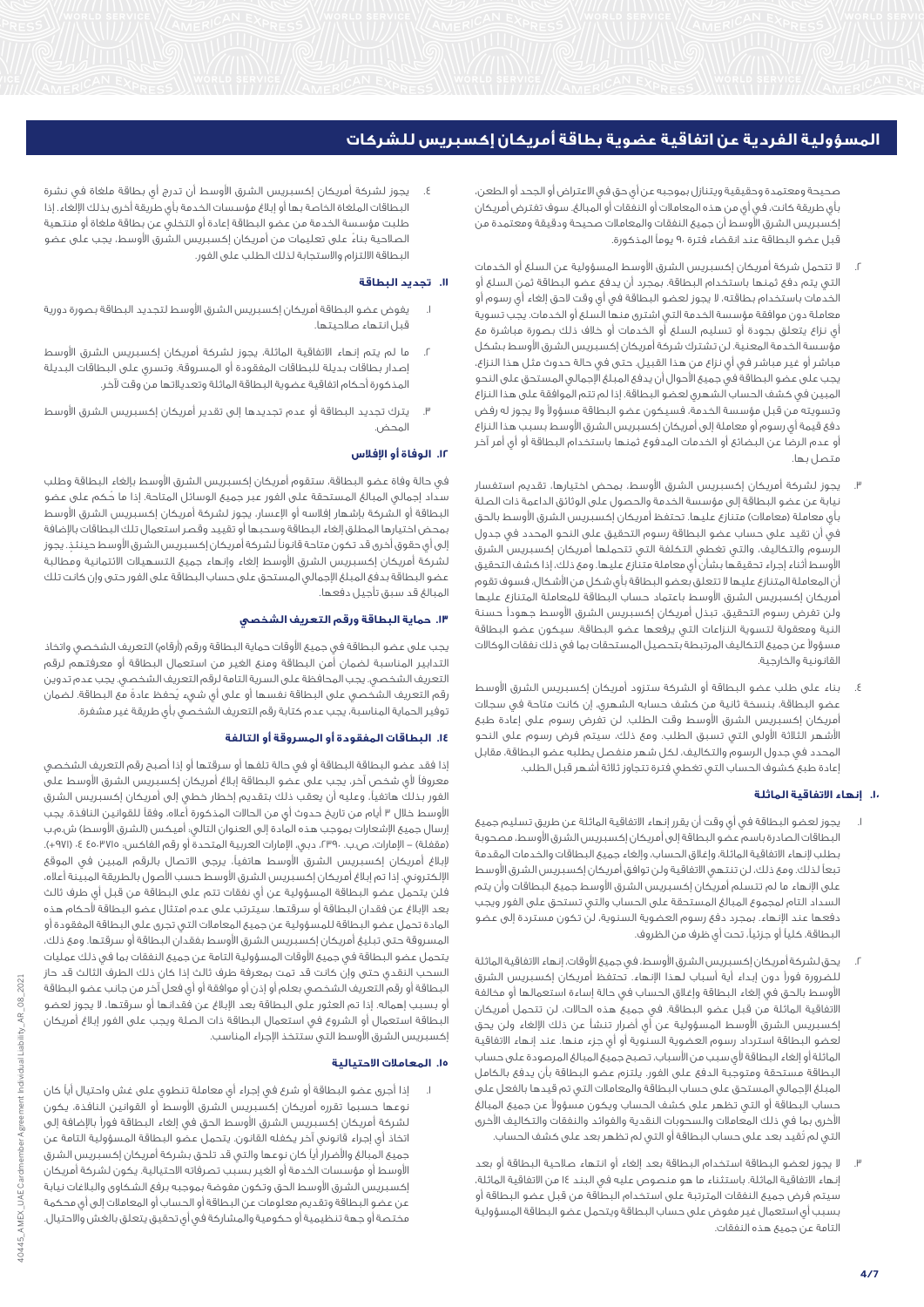# المسؤولية الفردية عن اتفاقية عضوية بطاقة أمريكان إكسبريس للشركات

صحيحة ومعتمدة وحقيقية ويتنازل بموجبه عن أي حق في الاعتراض أو الجحد أو الطعن، بأي طريقة كانت، في أي من هذه المعاملات أو النفقات أو المبالغ. سوف تفترض أمريكان إكسبريس الشرق الأوسط أن جميع النفقات والمعاملات صحيحة ودقيقة ومعتمدة من قبل عضو البطاقة عند انقضاء فترة ٩٠ يوماً المذكورة.

٢. لا تتحمل شركة أمريكان إكسبريس الشرق الأوسط المسؤولية عن السلع أو الخدمات التي يتم دفع ثمنها باستخدام البطاقة. بمجرد أن يدفع عضو البطاقة ثمن السلع أو الخدمات باستخدام بطاقته، لا يجوز لعضو البطاقة في أي وقت لاحق إلغاء أي رسوم أو معاملة دون موافقة مؤسسة الخدمة التي اشترى منها السلع أو الخدمات. يجب تسوية أي نزاع يتعلق بجودة أو تسليم السلع أو الخدمات أو خلاف ذلك بصورة مباشرة مع مؤسسة الخدمة المعنية. لن تشترك شركة أمريكان إكسبريس الشرق الأوسط بشكل مباشر أو غير مباشر في أي نزاع من هذا القبيل. حتى في حالة حدوث مثل هذا النزاع، يجب على عضو البطاقة في جميع الأحوال أن يدفع المبلغ الإجمالي المستحق على النحو المبين في كشف الحساب الشهري لعضو البطاقة. إذا لم تتم الموافقة على هذا النزاع وتسويته من قبل مؤسسة الخدمة، فسيكون عضو البطاقة مسؤولاً ولا يجوز له رفض دفع قيمة أي رسوم أو معاملة إلى أمريكان إكسبريس الشرق الأوسط بسبب هذا النزاع أو عدم الرضا عن البضائع أو الخدمات المدفوع ثمنها باستخدام البطاقة أو أي أمر آخر متصل بها.

٣. يجوز لشركة أمريكان إكسبريس الشرق الأوسط، بمحض اختيارها، تقديم استفسار نيابة عن عضو البطاقة إلى مؤسسة الخدمة والحصول على الوثائق الداعمة ذات الصلة بأي معاملة (معاملات) متنازع عليها. تحتفظ أمريكان إكسبريس الشرق الأوسط بالحق في أن تقيد على حساب عضو البطاقة رسوم التحقيق على النحو المحدد في جدول الرسوم والتكاليف، والتي تغطي التكلفة التي تتحملها أمريكان إكسبريس الشرق الأوسط أثناء إجراء تحقيقها بشأن أي معاملة متنازع عليها. ومع ذلك، إذا كشف التحقيق أن المعاملة المتنازع عليها لا تتعلق بعضو البطاقة بأي شكل من الأشكال، فسوف تقوم أمريكان إكسبريس الشرق الأوسط باعتماد حساب البطاقة للمعاملة المتنازع عليها ولن تفرض رسوم التحقيق. تبذل أمريكان إكسبريس الشرق الأوسط جهوداً حسنة النية ومعقولة لتسوية النزاعات التي يرفعها عضو البطاقة. سيكون عضو البطاقة مسؤولاً عن جميع التكاليف المرتبطة بتحصيل المستحقات بما في ذلك نفقات الوكالات القانونية والخارجية.

٤. بناء على طلب عضو البطاقة أو الشركة ستزود أمريكان إكسبريس الشرق الأوسط عضو البطاقة، بنسخة ثانية من كشف حسابه الشهري، إن كانت متاحة في سجلات أمريكان إكسبريس الشرق الأوسط وقت الطلب. لن تفرض رسوم على إعادة طبع الأشهر الثلاثة الأولى التي تسبق الطلب. ومع ذلك، سيتم فرض رسوم على النحو المحدد في جدول الرسوم والتكاليف، لكل شهر منفصل يطلبه عضو البطاقة، مقابل إعادة طبع كشوف الحساب التي تغطي فترة تتجاوز ثلاثة أشهر قبل الطلب.

### ١٠. إنهاء الاتفاقية الماثلة

١. يجوز لعضو البطاقة في أي وقت أن يقرر إنهاء الاتفاقية الماثلة عن طريق تسليم جميع البطاقات الصادرة باسم عضو البطاقة إلى أمريكان إكسبريس الشرق الأوسط، مصحوبة بطلب لإنهاء الاتفاقية الماثلة، وإغلاق الحساب، وإلغاء جميع البطاقات والخدمات المقدمة تبعاً لذلك. ومع ذلك، لن تنتهي الاتفاقية ولن توافق أمريكان إكسبريس الشرق الأوسط على الإنهاء ما لم تتسلم أمريكان إكسبريس الشرق الأوسط جميع البطاقات وأن يتم السداد التام لمجموع المبالغ المستحقة على الحساب والتي تستحق على الفور ويجب دفعها عند الإنهاء. بمجرد دفع رسوم العضوية السنوية، لن تكون مستردة إلى عضو البطاقة، كلياً أو جزئياً، تحت أي ظرف من الظروف.

٢. يحق لشركة أمريكان إكسبريس الشرق الأوسط، في جميع الأوقات، إنهاء الاتفاقية الماثلة للضرورة فوراً دون إبداء أية أسباب لهذا الإنهاء. تحتفظ أمريكان إكسبريس الشرق الأوسط بالحق في إلغاء البطاقة وإغلاق الحساب في حالة إساءة استعمالها أو مخالفة الاتفاقية الماثلة من قبل عضو البطاقة. في جميع هذه الحالات، لن تتحمل أمريكان إكسبريس الشرق الأوسط المسؤولية عن أي أضرار تنشأ عن ذلك الإلغاء ولن يحق لعضو البطاقة استرداد رسوم العضوية السنوية أو أي جزء منها. عند إنهاء الاتفاقية الماثلة أو إلغاء البطاقة لأي سبب من الأسباب، تصبح جميع المبالغ المرصودة على حساب البطاقة مستحقة وواجبة الدفع على الفور. يلتزم عضو البطاقة بأن يدفع بالكامل المبلغ الإجمالي المستحق على حساب البطاقة والمعاملات التي تم قيدها بالفعل على حساب البطاقة أو التي تظهر على كشف الحساب ويكون مسؤولاً عن جميع المبالغ الأخرى بما في ذلك المعاملات والسحوبات النقدية والفوائد والنفقات والتكاليف الأخرى التي لم تقيد بعد على حساب البطاقة أو التي لم تظهر بعد على كشف الحساب.

٣. لا يجوز لعضو البطاقة استخدام البطاقة بعد إلغاء أو انتهاء صلاحية البطاقة أو بعد إنهاء الاتفاقية الماثلة. باستثناء ما هو منصوص عليه في البند ١٤ من الاتفاقية الماثلة، سيتم فرض جميع النفقات المترتبة على استخدام البطاقة من قبل عضو البطاقة أو بسبب أي استعمال غير مفوض على البطاقة ويتحمل عضو البطاقة المسؤولية التامة عن جميع هذه النفقات.

٤. يجوز لشركة أمريكان إكسبريس الشرق الأوسط أن تدرج أي بطاقة ملغاة في نشرة البطاقات الملغاة الخاصة بها أو إبلاغ مؤسسات الخدمة بأي طريقة أخرى بذلك الإلغاء. إذا طلبت مؤسسة الخدمة من عضو البطاقة إعادة أو التخلي عن بطاقة ملغاة أو منتهية الصلاحية بناءً على تعليمات من أمريكان إكسبريس الشرق الأوسط، يجب على عضو البطاقة الالتزام والاستجابة لذلك الطلب على الفور.

### ١١. تجديد البطاقة

١. يفوض عضو البطاقة أمريكان إكسبريس الشرق الأوسط لتجديد البطاقة بصورة دورية قبل انتهاء صلاحيتها.

٢. ما لم يتم إنهاء الاتفاقية الماثلة، يجوز لشركة أمريكان إكسبريس الشرق الأوسط إصدار بطاقات بديلة للبطاقات المفقودة أو المسروقة. وتسري على البطاقات البديلة المذكورة أحكام اتفاقية عضوية البطاقة الماثلة وتعديلاتها من وقت لآخر.

٣. يترك تجديد البطاقة أو عدم تجديدها إلى تقدير أمريكان إكسبريس الشرق الأوسط المحض.

### ١٢. الوفاة أو الإفلاس

في حالة وفاة عضو البطاقة، ستقوم أمريكان إكسبريس الشرق الأوسط بإلغاء البطاقة وطلب سداد إجمالي المبالغ المستحقة على الفور عبر جميع الوسائل المتاحة. إذا ما حُكم على عضو البطاقة أو الشركة بإشهار إفلاسه أو الإعسار، يجوز لشركة أمريكان إكسبريس الشرق الأوسط بمحض اختيارها المطلق إلغاء البطاقة وسحبها أو تقييد وقصر استعمال تلك البطاقات بالإضافة إلى أي حقوق أخرى قد تكون متاحة قانوناً لشركة أمريكان إكسبريس الشرق الأوسط حينئذٍ. يجوز لشركة أمريكان إكسبريس الشرق الأوسط إلغاء وإنهاء جميع التسهيلات الائتمانية ومطالبة عضو البطاقة بدفع المبلغ الإجمالي المستحق على حساب البطاقة على الفور حتى وإن كانت تلك المبالغ قد سبق تأجيل دفعها.

### ١٣. حماية البطاقة ورقم التعريف الشخصي

يجب على عضو البطاقة في جميع الأوقات حماية البطاقة ورقم (أرقام) التعريف الشخصي واتخاذ التدابير المناسبة لضمان أمن البطاقة ومنع الغير من استعمال البطاقة أو معرفتهم لرقم التعريف الشخصي. يجب المحافظة على السرية التامة لرقم التعريف الشخصي. يجب عدم تدوين رقم التعريف الشخصي على البطاقة نفسها أو على أي شيء يُحفظ عادة مع البطاقة. لضمان توفير الحماية المناسبة، يجب عدم كتابة رقم التعريف الشخصي بأي طريقة غير مشفرة.

### ١٤. البطاقات المفقودة أو المسروقة أو التالفة

إذا فقد عضو البطاقة البطاقة أو في حالة تلفها أو سرقتها أو إذا أصبح رقم التعريف الشخصي معروفاً لأي شخص آخر، يجب على عضو البطاقة إبلاغ أمريكان إكسبريس الشرق الأوسط على الفور بذلك هاتفياً، وعليه أن يعقب ذلك بتقديم إخطار خطي إلى أمريكان إكسبريس الشرق الأوسط خلال ٣ أيام من تاريخ حدوث أي من الحالات المذكورة أعلاه، وفقاً للقوانين النافذة. يجب إرسال جميع الإشعارات بموجب هذه المادة إلى العنوان التالي: أميكس (الشرق الأوسط) ش.م.ب (مقفلة) – الإمارات، ص.ب. ٢٣٩٠، دبي، الإمارات العربية المتحدة أو رقم الفاكس: ٤٥٠٣٧١٥ ٤ (٩٧١+). لإبلاغ أمريكان إكسبريس الشرق الأوسط هاتفياً، يرجى الاتصال بالرقم المبين في الموقع الإلكتروني. إذا تم إبلاغ أمريكان إكسبريس الشرق الأوسط حسب الأصول بالطريقة المبينة أعلاه، فلن يتحمل عضو البطاقة المسؤولية عن أي نفقات تتم على البطاقة من قبل أي طرف ثالث بعد الإبلاغ عن فقدان البطاقة أو سرقتها. سيترتب على عدم امتثال عضو البطاقة لأحكام هذه المادة تحمل عضو البطاقة للمسؤولية عن جميع المعاملات التي تجرى على البطاقة المفقودة أو المسروقة حتى تبليغ أمريكان إكسبريس الشرق الأوسط بفقدان البطاقة أو سرقتها. ومع ذلك، يتحمل عضو البطاقة في جميع الأوقات المسؤولية التامة عن جميع النفقات بما في ذلك عمليات السحب النقدي حتى وإن كانت قد تمت بمعرفة طرف ثالث إذا كان ذلك الطرف الثالث قد حاز البطاقة أو رقم التعريف الشخصي بعلم أو إذن أو موافقة أو أي فعل آخر من جانب عضو البطاقة أو بسبب إهماله. إذا تم العثور على البطاقة بعد الإبلاغ عن فقدانها أو سرقتها، لا يجوز لعضو البطاقة استعمال أو الشروع في استعمال البطاقة ذات الصلة ويجب على الفور إبلاغ أمريكان إكسبريس الشرق الأوسط التي ستتخذ الإجراء المناسب.

### ١٥. المعاملات الاحتيالية

١. إذا أجرى عضو البطاقة أو شرع في إجراء أي معاملة تنطوي على غش واحتيال أياً كان نوعها حسبما تقرره أمريكان إكسبريس الشرق الأوسط أو القوانين النافذة، يكون لشركة أمريكان إكسبريس الشرق الأوسط الحق في إلغاء البطاقة فوراً بالإضافة إلى اتخاذ أي إجراء قانوني آخر يكفله القانون. يتحمل عضو البطاقة المسؤولية التامة عن جميع المبالغ والأضرار أياً كان نوعها والتي قد تلحق بأمريكان إكسبريس الشرق الأوسط أو مؤسسات الخدمة أو الغير بسبب تصرفاته الاحتيالية. يكون لشركة أمريكان إكسبريس الشرق الأوسط الحق وتكون مفوضة بموجبه برفع الشكاوى والبلاغات نيابة عن عضو البطاقة وتقديم معلومات عن البطاقة أو الحساب أو المعاملات إلى أي محكمة مختصة أو جهة تنظيمية أو حكومية والمشاركة في أي تحقيق يتعلق بالغش والاحتيال.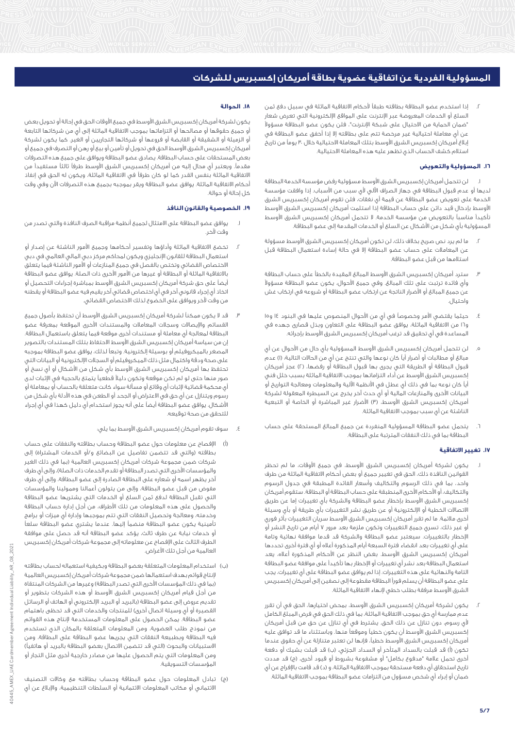# المسؤولية الفردية عن اتفاقية عضوية بطاقة أمريكان إكسبريس للشركات

٢. إذا استخدم عضو البطاقة بطاقته طبقاً لأحكام الاتفاقية الماثلة في سبيل دفع ثمن السلع أو الخدمات المعروضة عبر الإنترنت على المواقع الإلكترونية التي تعرض شعار "ضمان الحماية من الاحتيال على شبكة الإنترنت"، فلن يكون عضو البطاقة مسؤولاً عن أي معاملة احتيالية غير مرخصة تتم على بطاقته إلا إذا أخفق عضو البطاقة في إبلاغ أمريكان إكسبريس الشرق الأوسط بتلك المعاملة الاحتيالية خلال ٣٠ يوماً من تاريخ استلام كشف الحساب الذي تظهر عليه هذه المعاملة الاحتيالية.

## ١٦. المسؤولية والتعويض

١. لن تتحمل أمريكان إكسبريس الشرق الأوسط مسؤولية رفض مؤسسة الخدمة البطاقة لديها أو عدم قبول البطاقة في جهاز الصراف الآلي لأي سبب من الأسباب. إذا وافقت مؤسسة الخدمة على تعويض عضو البطاقة عن قيمة أي نفقات، فلن تقوم أمريكان إكسبريس الشرق الأوسط بإدخال قيد دائن على حساب البطاقة إذا استلمت أمريكان إكسبريس الشرق الأوسط تأكيداً مناسباً بالتعويض من مؤسسة الخدمة. لا تتحمل أمريكان إكسبريس الشرق الأوسط المسؤولية بأي شكل من الأشكال عن السلع أو الخدمات المقدمة إلى عضو البطاقة.

٢. ما لم يرد نص صريح بخلاف ذلك، لن تكون أمريكان إكسبريس الشرق الأوسط مسؤولة عن المعاملات على حساب عضو البطاقة إلا في حالة إساءة استعمال البطاقة قبل استلامها من قبل عضو البطاقة.

٣. سترد أمريكان إكسبريس الشرق الأوسط المبالغ المقيدة بالخطأ على حساب البطاقة وأي فائدة ترتبت على تلك المبالغ. وفي جميع الأحوال، يكون عضو البطاقة مسؤولاً عن جميع المبالغ أو الأضرار الناتجة عن ارتكاب عضو البطاقة أو شروعه في ارتكاب غش واحتيال.

٤. حيثما يقتضي الأمر وخصوصاً في أي من الأحوال المنصوص عليها في البنود ١٤ و١٥ و١٦ من الاتفاقية الماثلة، يوافق عضو البطاقة على التعاون وبذل قصارى جهده في المساعدة في تحقيق قد ترغب أمريكان إكسبريس الشرق الأوسط بإجرائه.

٥. لن تتحمل أمريكان إكسبريس الشرق الأوسط المسؤولية بأي حال من الأحوال عن أي مبالغ أو مطالبات أو أضرار أياً كان نوعها والتي تنتج عن أي من الحالات التالية: (١) عدم قبول البطاقة أو الطريقة التي يجرى بها قبول البطاقة أو رفضها، (٢) عجز أمريكان إكسبريس الشرق الأوسط عن أداء التزاماتها بموجب الاتفاقية الماثلة بسبب خلل فني أياً كان نوعه بما في ذلك أي عطل في الأنظمة الآلية والمعلومات ومعالجة التواريخ أو البيانات الأخرى والمنازعات المالية أو أي حدث آخر يخرج عن السيطرة المعقولة لشركة أمريكان إكسبريس الشرق الأوسط، (٣) الأضرار غير المباشرة أو الخاصة أو التبعية الناشئة عن أي سبب بموجب الاتفاقية الماثلة.

٦. يتحمل عضو البطاقة المسؤولية المنفردة عن جميع المبالغ المستحقة على حساب البطاقة بما في ذلك النفقات المترتبة على البطاقة.

## ١٧. تغيير الاتفاقية

١. يكون لشركة أمريكان إكسبريس الشرق الأوسط، في جميع الأوقات، ما لم تحظر القوانين النافذة ذلك، الحق في تغيير جميع أو بعض أحكام الاتفاقية الماثلة من طرف واحد، بما في ذلك الرسوم والتكاليف وأسعار الفائدة المطبقة في جدول الرسوم والتكاليف، أو الأحكام الأخرى المنطبقة على حساب البطاقة أو البطاقة. ستقوم أمريكان إكسبريس الشرق الأوسط بإخطار عضو البطاقة والشركة بأي تغييرات إما عن طريق الاتصالات الخطية أو الإلكترونية أو عن طريق نشر التغييرات بأي طريقة أو بأي وسيلة أخرى ملائمة. ما لم تقرر أمريكان إكسبريس الشرق الأوسط سريان التغييرات بأثر فوري أو غير ذلك، تسري جميع التغييرات وتكون ملزمة بعد مرور ٧ أيام من تاريخ النشر أو الإخطار بالتغييرات. سيعتبر عضو البطاقة والشركة قد قدما موافقة نهائية وتامة على أي تغييرات بعد انقضاء فترة السبعة أيام المذكورة أعلاه أو أي فترة أخرى تحددها أمريكان إكسبريس الشرق الأوسط، بغض النظر عن الأحكام المذكورة أعلاه، يعد استعمال البطاقة بعد نشر أي تغييرات أو الإخطار بها تأكيداً على موافقة عضو البطاقة التامة والنهائية على هذه التغييرات. إذا لم يوافق عضو البطاقة على أي تغييرات، يجب على عضو البطاقة أن يسلم فوراً البطاقة مقطوعة إلى نصفين إلى أمريكان إكسبريس الشرق الأوسط مرفقة بطلب خطي لإنهاء الاتفاقية الماثلة.

٢. يكون لشركة أمريكان إكسبريس الشرق الأوسط، بمحض اختيارها، الحق في أن تقرر عدم ممارسة أي حق بموجب الاتفاقية الماثلة، بما في ذلك الحق في فرض المبلغ الكامل لأي رسوم، دون تنازل عن ذلك الحق. يشترط في أي تنازل عن حق من قبل أمريكان إكسبريس الشرق الأوسط أن يكون خطياً وموقعاً منها. وباستثناء ما قد توافق عليه أمريكان إكسبريس الشرق الأوسط خطياً، فإنها لن تعتبر متنازلة عن أي حقوق عندما تكون (أ) قد قبلت بالسداد المتأخر أو السداد الجزئي، (ب) قد قبلت بشيك أو دفعة أخرى تحمل علامة "مدفوع بكامل" أو مشفوعة بشروط أو قيود أخرى، (ج) قد مددت تاريخ استحقاق أي دفعة مستحقة بموجب الاتفاقية الماثلة، و (د) قد قامت بالإفراج عن أي ضمان أو إبراء أي شخص مسؤول من التزامات عضو البطاقة بموجب الاتفاقية الماثلة.

## ١٨. الحوالة

يكون لشركة أمريكان إكسبريس الشرق الأوسط في جميع الأوقات الحق في إحالة أو تحويل بعض أو جميع حقوقها أو مصالحها أو التزاماتها بموجب الاتفاقية الماثلة إلى أي من شركاتها التابعة أو الزميلة أو الشقيقة أو القابضة أو فروعها أو شركاتها التجاريين أو الغير. كما يكون لشركة أمريكان إكسبريس الشرق الأوسط الحق في تحويل أو تأمين أو بيع أو رهن أو التصرف في جميع أو بعض المستحقات على حساب البطاقة. يصادق عضو البطاقة ويوافق على جميع هذه التصرفات مقدماً. ويعتبر أي محال إليه من أمريكان إكسبريس الشرق الأوسط طرفاً ثالثاً مستفيداً من الاتفاقية الماثلة بنفس القدر كما لو كان طرفاً في الاتفاقية الماثلة، ويكون له الحق في إنفاذ أحكام الاتفاقية الماثلة. يوافق عضو البطاقة ويقر بموجبه بجميع هذه التصرفات الآن وفي وقت كل إحالة أو حوالة.

## ١٩. الخصوصية والقانون النافذ

١. يوافق عضو البطاقة على الامتثال لجميع أنظمة مراقبة الصرف النافذة والتي تصدر من وقت لآخر.

٢. تخضع الاتفاقية الماثلة وأداؤها وتفسير أحكامها وجميع الأمور الناشئة عن إصدار أو استعمال البطاقة للقانون الإنجليزي ويكون لمحاكم مركز دبي المالي العالمي في دبي الاختصاص القضائي وتختص بالفصل في جميع المنازعات أو الأمور الناشئة فيما يتعلق بالاتفاقية الماثلة أو البطاقة أو غيرها من الأمور الأخرى ذات الصلة. يوافق عضو البطاقة أيضاً على حق شركة أمريكان إكسبريس الشرق الأوسط بمباشرة إجراءات التحصيل أو اتخاذ أي إجراء قانوني آخر في أي اختصاص قضائي آخر يقيم فيه عضو البطاقة أو يقطنه من وقت لآخر ويوافق على الخضوع لذلك الاختصاص القضائي.

٣. قد لا يكون ممكناً لشركة أمريكان إكسبريس الشرق الأوسط أن تحتفظ بأصول جميع القسائم والإيصالات وسجلات المعاملات والمستندات الأخرى الموقعة بمعرفة عضو البطاقة لمعالجة أي معاملة أو مستندات أخرى موقعة فيما يتعلق باستعمال البطاقة. إن من سياسة أمريكان إكسبريس الشرق الأوسط الاحتفاظ بتلك المستندات بالتصوير المصغر بالميكروفيلم أو بوسيلة إلكترونية. وتبعاً لذلك، يوافق عضو البطاقة بموجبه على صحة ودقة واكتمال مثل ذلك الميكروفيلم أو السجلات الإلكترونية أو البيانات التي تحتفظ بها أمريكان إكسبريس الشرق الأوسط بأي شكل من الأشكال أو أي نسخ أو صور منها حتى لو لم تكن موقعة وتكون دليلاً قطعياً يتمتع بالحجية في الإثبات لدى أي محكمة قضائية لإثبات أي وقائع أو مسألة سواء كانت متعلقة بالحساب أو بمعاملة أو رسوم ويتنازل عن أي حق في الاعتراض أو الجحد أو الطعن في هذه الأدلة بأي شكل من الأشكال. يوافق عضو البطاقة أيضاً على أنه يجوز استخدام أي دليل كهذا في أي إجراء للتحقق من صحة توقيعه.

٤. سوف تقوم أمريكان إكسبريس الشرق الأوسط بما يلي:

(أ) الإفصاح عن معلومات حول عضو البطاقة وحساب بطاقته والنفقات على حساب بطاقته (والتي قد تتضمن تفاصيل عن البضائع و/أو الخدمات المشتراة) إلى شركات ضمن مجموعة شركات أمريكان إكسبريس العالمية (بما في ذلك الغير والمؤسسات الأخرى التي تصدر البطاقة أو تقدم الخدمات ذات الصلة)، وإلى أي طرف آخر يظهر اسمه أو شعاره على البطاقة الصادرة إلى عضو البطاقة، وإلى أي طرف مفوض من قبل عضو البطاقة، وإلى من يتولون أعمالنا وممولينا والمؤسسات التي تقبل البطاقة لدفع ثمن السلع أو الخدمات التي يشتريها عضو البطاقة والحصول على هذه المعلومات من تلك الأطراف، من أجل إدارة حساب البطاقة وخدمته، ومعالجة وتحصيل النفقات التي تتم بموجبه وإدارة أي ميزات أو برامج تأمينية يكون عضو البطاقة منضماً إليها. عندما يشتري عضو البطاقة سلعاً أو خدمات نيابة عن طرف ثالث، يؤكد عضو البطاقة أنه قد حصل على موافقة الطرف الثالث على الإفصاح عن معلوماته إلى مجموعة شركات أمريكان إكسبريس العالمية من أجل تلك الأغراض.

(ب) استخدام المعلومات المتعلقة بعضو البطاقة وبكيفية استعماله لحساب بطاقته لإنتاج قوائم بهدف استعمالها ضمن مجموعة شركات أمريكان إكسبريس العالمية (بما في ذلك المؤسسات الأخرى التي تصدر البطاقة) وغيرها من الشركات المنتقاة من أجل قيام أمريكان إكسبريس الشرق الأوسط أو هذه الشركات بتطوير أو تقديم عروض إلى عضو البطاقة (بالبريد أو البريد الإلكتروني أو الهاتف أو الرسائل القصيرة أو أي وسيلة اتصال أخرى) للمنتجات والخدمات التي قد تحظى باهتمام عضو البطاقة. يمكن الحصول على المعلومات المستخدمة لإنتاج هذه القوائم من نموذج طلب العضوية، ومن المعلومات المتعلقة بالمكان الذي تستخدم فيه البطاقة وبطبيعة النفقات التي يجريها عضو البطاقة على البطاقة، ومن الاستبيانات والبحوث (التي قد تتضمن الاتصال بعضو البطاقة بالبريد أو هاتفياً) ومن المعلومات الأخرى التي يتم الحصول عليها من مصادر خارجية أخرى مثل التجار أو المؤسسات التسويقية.

(ج) تبادل المعلومات حول عضو البطاقة وحساب بطاقته مع وكالات التصنيف الائتماني أو مكاتب المعلومات الائتمانية أو السلطات التنظيمية، والإبلاغ عن أي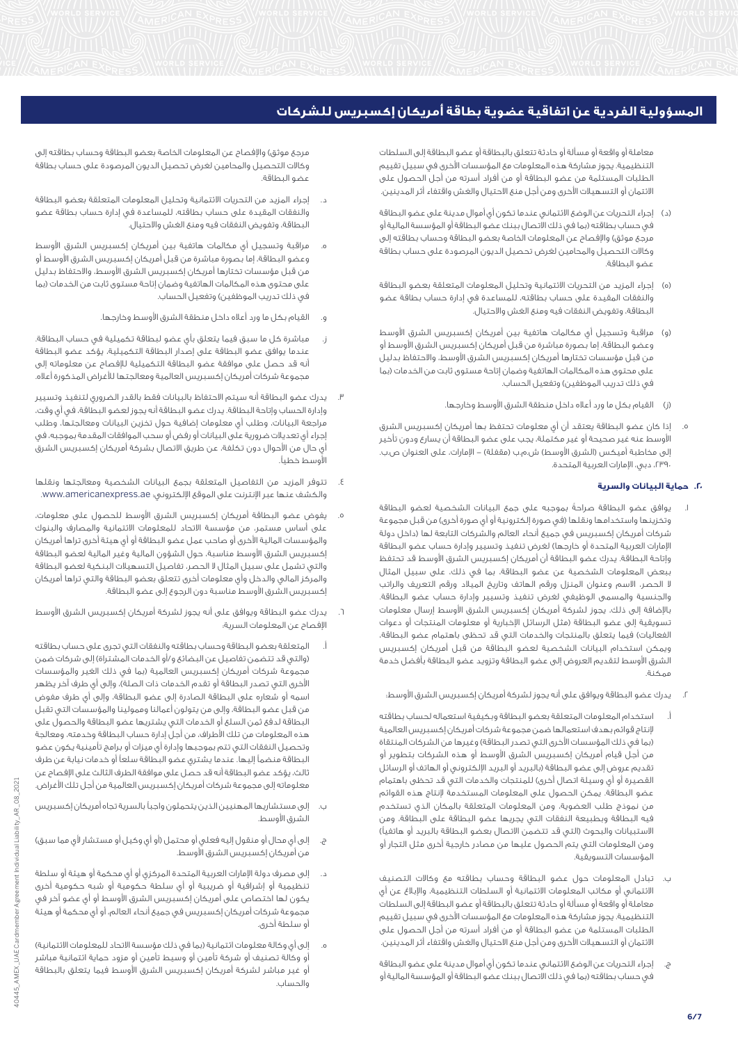# المسؤولية الفردية عن اتفاقية عضوية بطاقة أمريكان إكسبريس للشركات

معاملة أو واقعة أو مسألة أو حادثة تتعلق بالبطاقة أو عضو البطاقة إلى السلطات التنظيمية. يجوز مشاركة هذه المعلومات مع المؤسسات الأخرى في سبيل تقييم الطلبات المستلمة من عضو البطاقة أو من أفراد أسرته من أجل الحصول على الائتمان أو التسهيلات الأخرى ومن أجل منع الاحتيال والغش واقتفاء أثر المدينين.

(د) إجراء التحريات عن الوضع الائتماني عندما تكون أي أموال مدينة على عضو البطاقة في حساب بطاقته (بما في ذلك الاتصال ببنك عضو البطاقة أو المؤسسة المالية أو مرجع موثق) والإفصاح عن المعلومات الخاصة بعضو البطاقة وحساب بطاقته إلى وكالات التحصيل والمحامين لغرض تحصيل الديون المرصودة على حساب بطاقة عضو البطاقة.

(هـ) إجراء المزيد من التحريات الائتمانية وتحليل المعلومات المتعلقة بعضو البطاقة والنفقات المقيدة على حساب بطاقته، للمساعدة في إدارة حساب بطاقة عضو البطاقة، وتفويض النفقات فيه ومنع الغش والاحتيال.

(و) مراقبة وتسجيل أي مكالمات هاتفية بين أمريكان إكسبريس الشرق الأوسط وعضو البطاقة، إما بصورة مباشرة من قبل أمريكان إكسبريس الشرق الأوسط أو من قبل مؤسسات تختارها أمريكان إكسبريس الشرق الأوسط، والاحتفاظ بدليل على محتوى هذه المكالمات الهاتفية وضمان إتاحة مستوى ثابت من الخدمات (بما في ذلك تدريب الموظفين) وتفعيل الحساب.

(ز) القيام بكل ما ورد أعلاه داخل منطقة الشرق الأوسط وخارجها.

٥. إذا كان عضو البطاقة يعتقد أن أي معلومات تحتفظ بها أمريكان إكسبريس الشرق الأوسط عنه غير صحيحة أو غير مكتملة، يجب على عضو البطاقة أن يسارع ودون تأخير إلى مخاطبة أميكس (الشرق الأوسط) ش.م.ب (مقفلة) – الإمارات، على العنوان ص.ب. ٢٣٩٠، دبي، الإمارات العربية المتحدة.

## ٢٠. حماية البيانات والسرية

١. يوافق عضو البطاقة صراحةً بموجبه على جمع البيانات الشخصية لعضو البطاقة وتخزينها واستخدامها ونقلها (في صورة إلكترونية أو أي صورة أخرى) من قبل مجموعة شركات أمريكان إكسبريس في جميع أنحاء العالم والشركات التابعة لها (داخل دولة الإمارات العربية المتحدة أو خارجها) لغرض تنفيذ وتسيير وإدارة حساب عضو البطاقة وإتاحة البطاقة. يدرك عضو البطاقة أن أمريكان إكسبريس الشرق الأوسط قد تحتفظ ببعض المعلومات الشخصية عن عضو البطاقة، بما في ذلك، على سبيل المثال لا الحصر، الاسم وعنوان المنزل ورقم الهاتف وتاريخ الميلاد ورقم التعريف والراتب والجنسية والمسمى الوظيفي لغرض تنفيذ وتسيير وإدارة حساب عضو البطاقة. بالإضافة إلى ذلك، يجوز لشركة أمريكان إكسبريس الشرق الأوسط إرسال معلومات تسويقية إلى عضو البطاقة (مثل الرسائل الإخبارية أو معلومات المنتجات أو دعوات الفعاليات) فيما يتعلق بالمنتجات والخدمات التي قد تحظى باهتمام عضو البطاقة. ويمكن استخدام البيانات الشخصية لعضو البطاقة من قبل أمريكان إكسبريس الشرق الأوسط لتقديم العروض إلى عضو البطاقة وتزويد عضو البطاقة بأفضل خدمة ممكنة.

٢. يدرك عضو البطاقة ويوافق على أنه يجوز لشركة أمريكان إكسبريس الشرق الأوسط:

أ. استخدام المعلومات المتعلقة بعضو البطاقة وبكيفية استعماله لحساب بطاقته لإنتاج قوائم بهدف استعمالها ضمن مجموعة شركات أمريكان إكسبريس العالمية (بما في ذلك المؤسسات الأخرى التي تصدر البطاقة) وغيرها من الشركات المنتقاة من أجل قيام أمريكان إكسبريس الشرق الأوسط أو هذه الشركات بتطوير أو تقديم عروض إلى عضو البطاقة (بالبريد أو البريد الإلكتروني أو الهاتف أو الرسائل القصيرة أو أي وسيلة اتصال أخرى) للمنتجات والخدمات التي قد تحظى باهتمام عضو البطاقة. يمكن الحصول على المعلومات المستخدمة لإنتاج هذه القوائم من نموذج طلب العضوية، ومن المعلومات المتعلقة بالمكان الذي تستخدم فيه البطاقة وبطبيعة النفقات التي يجريها عضو البطاقة على البطاقة، ومن الاستبيانات والبحوث (التي قد تتضمن الاتصال بعضو البطاقة بالبريد أو هاتفياً) ومن المعلومات التي يتم الحصول عليها من مصادر خارجية أخرى مثل التجار أو المؤسسات التسويقية.

ب. تبادل المعلومات حول عضو البطاقة وحساب بطاقته مع وكالات التصنيف الائتماني أو مكاتب المعلومات الائتمانية أو السلطات التنظيمية، والإبلاغ عن أي معاملة أو واقعة أو مسألة أو حادثة تتعلق بالبطاقة أو عضو البطاقة إلى السلطات التنظيمية. يجوز مشاركة هذه المعلومات مع المؤسسات الأخرى في سبيل تقييم الطلبات المستلمة من عضو البطاقة أو من أفراد أسرته من أجل الحصول على الائتمان أو التسهيلات الأخرى ومن أجل منع الاحتيال والغش واقتفاء أثر المدينين.

ج. إجراء التحريات عن الوضع الائتماني عندما تكون أي أموال مدينة على عضو البطاقة في حساب بطاقته (بما في ذلك الاتصال ببنك عضو البطاقة أو المؤسسة المالية أو مرجع موثق) والإفصاح عن المعلومات الخاصة بعضو البطاقة وحساب بطاقته إلى وكالات التحصيل والمحامين لغرض تحصيل الديون المرصودة على حساب بطاقة عضو البطاقة.

د. إجراء المزيد من التحريات الائتمانية وتحليل المعلومات المتعلقة بعضو البطاقة والنفقات المقيدة على حساب بطاقته، للمساعدة في إدارة حساب بطاقة عضو البطاقة، وتفويض النفقات فيه ومنع الغش والاحتيال.

هـ. مراقبة وتسجيل أي مكالمات هاتفية بين أمريكان إكسبريس الشرق الأوسط وعضو البطاقة، إما بصورة مباشرة من قبل أمريكان إكسبريس الشرق الأوسط أو من قبل مؤسسات تختارها أمريكان إكسبريس الشرق الأوسط، والاحتفاظ بدليل على محتوى هذه المكالمات الهاتفية وضمان إتاحة مستوى ثابت من الخدمات (بما في ذلك تدريب الموظفين) وتفعيل الحساب.

و. القيام بكل ما ورد أعلاه داخل منطقة الشرق الأوسط وخارجها.

ز. مباشرة كل ما سبق فيما يتعلق بأي عضو لبطاقة تكميلية في حساب البطاقة. عندما يوافق عضو البطاقة على إصدار البطاقة التكميلية، يؤكد عضو البطاقة أنه قد حصل على موافقة عضو البطاقة التكميلية للإفصاح عن معلوماته إلى مجموعة شركات أمريكان إكسبريس العالمية ومعالجتها للأغراض المذكورة أعلاه.

٣. يدرك عضو البطاقة أنه سيتم الاحتفاظ بالبيانات فقط بالقدر الضروري لتنفيذ وتسيير وإدارة الحساب وإتاحة البطاقة. يدرك عضو البطاقة أنه يجوز لعضو البطاقة، في أي وقت، مراجعة البيانات، وطلب أي معلومات إضافية حول تخزين البيانات ومعالجتها، وطلب إجراء أي تعديلات ضرورية على البيانات أو رفض أو سحب الموافقات المقدمة بموجبه، في أي حال من الأحوال دون تكلفة، عن طريق الاتصال بشركة أمريكان إكسبريس الشرق الأوسط خطيا.

٤. تتوفر المزيد من التفاصيل المتعلقة بجمع البيانات الشخصية ومعالجتها ونقلها والكشف عنها عبر الإنترنت على الموقع الإلكتروني: www.americanexpress.ae.

٥. يفوض عضو البطاقة أمريكان إكسبريس الشرق الأوسط للحصول على معلومات، على أساس مستمر، من مؤسسة الاتحاد للمعلومات الائتمانية والمصارف والبنوك والمؤسسات المالية الأخرى أو صاحب عمل عضو البطاقة أو أي هيئة أخرى تراها أمريكان إكسبريس الشرق الأوسط مناسبة، حول الشؤون المالية وغير المالية لعضو البطاقة والتي تشمل على سبيل المثال لا الحصر، تفاصيل التسهيلات البنكية لعضو البطاقة والمركز المالي والدخل وأي معلومات أخرى تتعلق بعضو البطاقة والتي تراها أمريكان إكسبريس الشرق الأوسط مناسبة دون الرجوع إلى عضو البطاقة.

٦. يدرك عضو البطاقة ويوافق على أنه يجوز لشركة أمريكان إكسبريس الشرق الأوسط الإفصاح عن المعلومات السرية:

أ. المتعلقة بعضو البطاقة وحساب بطاقته والنفقات التي تجرى على حساب بطاقته (والتي قد تتضمن تفاصيل عن البضائع و/أو الخدمات المشتراة) إلى شركات ضمن مجموعة شركات أمريكان إكسبريس العالمية (بما في ذلك الغير والمؤسسات الأخرى التي تصدر البطاقة أو تقدم الخدمات ذات الصلة)، وإلى أي طرف آخر يظهر اسمه أو شعاره على البطاقة الصادرة إلى عضو البطاقة، وإلى أي طرف مفوض من قبل عضو البطاقة، وإلى من يتولون أعمالنا وممولينا والمؤسسات التي تقبل البطاقة لدفع ثمن السلع أو الخدمات التي يشتريها عضو البطاقة والحصول على هذه المعلومات من تلك الأطراف، من أجل إدارة حساب البطاقة وخدمته، ومعالجة وتحصيل النفقات التي تتم بموجبها وإدارة أي ميزات أو برامج تأمينية يكون عضو البطاقة منضماً إليها. عندما يشتري عضو البطاقة سلعاً أو خدمات نيابة عن طرف ثالث، يؤكد عضو البطاقة أنه قد حصل على موافقة الطرف الثالث على الإفصاح عن معلوماته إلى مجموعة شركات أمريكان إكسبريس العالمية من أجل تلك الأغراض.

ب. إلى مستشاريها المهنيين الذين يتحملون واجباً بالسرية تجاه أمريكان إكسبريس الشرق الأوسط.

ج. إلى أي محال أو منقول إليه فعلي أو محتمل (أو أي وكيل أو مستشار لأي مما سبق) من أمريكان إكسبريس الشرق الأوسط.

د. إلى مصرف دولة الإمارات العربية المتحدة المركزي أو أي محكمة أو هيئة أو سلطة تنظيمية أو إشرافية أو ضريبية أو أي سلطة حكومية أو شبه حكومية أخرى يكون لها اختصاص على أمريكان إكسبريس الشرق الأوسط أو أي عضو آخر في مجموعة شركات أمريكان إكسبريس في جميع أنحاء العالم، أو أي محكمة أو هيئة أو سلطة أخرى.

هـ. إلى أي وكالة معلومات ائتمانية (بما في ذلك مؤسسة الاتحاد للمعلومات الائتمانية) أو وكالة تصنيف أو شركة تأمين أو وسيط تأمين أو مزود حماية ائتمانية مباشر أو غير مباشر لشركة أمريكان إكسبريس الشرق الأوسط فيما يتعلق بالبطاقة والحساب.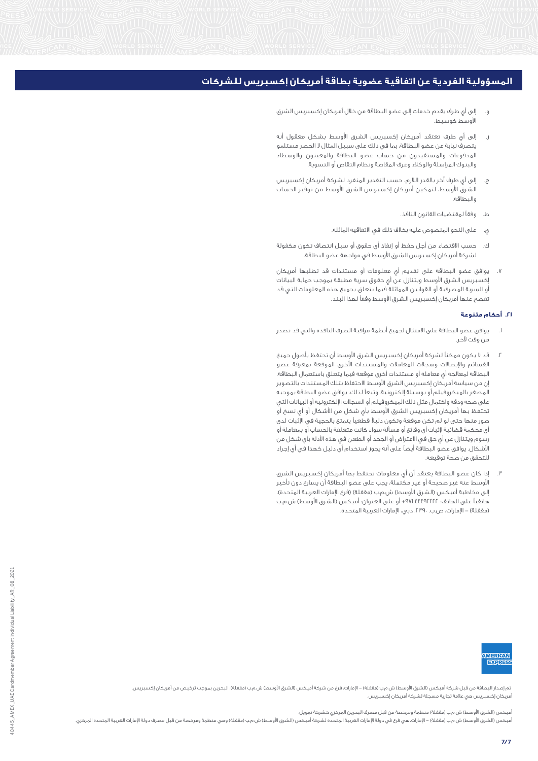## المسؤولية الفردية عن اتفاقية عضوية بطاقة أمريكان إكسبريس للشركات

و. إلى أي طرف يقدم خدمات إلى عضو البطاقة من خلال أمريكان إكسبريس الشرق الأوسط كوسيط.

ز. إلى أي طرف تعتقد أمريكان إكسبريس الشرق الأوسط بشكل معقول أنه يتصرف نيابة عن عضو البطاقة، بما في ذلك على سبيل المثال لا الحصر مستلمو المدفوعات والمستفيدون من حساب عضو البطاقة والمعينون والوسطاء والبنوك المراسلة والوكلاء وغرف المقاصة ونظام التقاص أو التسوية.

ح. إلى أي طرف آخر بالقدر اللازم، حسب التقدير المنفرد لشركة أمريكان إكسبريس الشرق الأوسط، لتمكين أمريكان إكسبريس الشرق الأوسط من توفير الحساب والبطاقة.

ط. وفقاً لمقتضيات القانون النافذ.

ي. على النحو المنصوص عليه بخلاف ذلك في الاتفاقية الماثلة.

ك. حسب الاقتضاء من أجل حفظ أو إنفاذ أي حقوق أو سبل انتصاف تكون مكفولة لشركة أمريكان إكسبريس الشرق الأوسط في مواجهة عضو البطاقة.

٧. يوافق عضو البطاقة على تقديم أي معلومات أو مستندات قد تطلبها أمريكان إكسبريس الشرق الأوسط ويتنازل عن أي حقوق سرية مطبقة بموجب حماية البيانات أو السرية المصرفية أو القوانين المماثلة فيما يتعلق بجميع هذه المعلومات التي قد تفصح عنها أمريكان إكسبريس الشرق الأوسط وفقاً لهذا البند.

### ٢١. أحكام متنوعة

١. يوافق عضو البطاقة على الامتثال لجميع أنظمة مراقبة الصرف النافذة والتي قد تصدر من وقت لآخر.

٢. قد لا يكون ممكناً لشركة أمريكان إكسبريس الشرق الأوسط أن تحتفظ بأصول جميع القسائم والإيصالات وسجلات المعاملات والمستندات الأخرى الموقعة بمعرفة عضو البطاقة لمعالجة أي معاملة أو مستندات أخرى موقعة فيما يتعلق باستعمال البطاقة. إن من سياسة أمريكان إكسبريس الشرق الأوسط الاحتفاظ بتلك المستندات بالتصوير المصغر بالميكروفيلم أو بوسيلة إلكترونية. وتبعاً لذلك، يوافق عضو البطاقة بموجبه على صحة ودقة واكتمال مثل ذلك الميكروفيلم أو السجلات الإلكترونية أو البيانات التي تحتفظ بها أمريكان إكسبريس الشرق الأوسط بأي شكل من الأشكال أو أي نسخ أو صور منها حتى لو لم تكن موقعة وتكون دليلاً قطعياً يتمتع بالحجية في الإثبات لدى أي محكمة قضائية لإثبات أي وقائع أو مسألة سواء كانت متعلقة بالحساب أو بمعاملة أو رسوم ويتنازل عن أي حق في الاعتراض أو الجحد أو الطعن في هذه الأدلة بأي شكل من الأشكال. يوافق عضو البطاقة أيضاً على أنه يجوز استخدام أي دليل كهذا في أي إجراء للتحقق من صحة توقيعه.

٣. إذا كان عضو البطاقة يعتقد أن أي معلومات تحتفظ بها أمريكان إكسبريس الشرق الأوسط عنه غير صحيحة أو غير مكتملة، يجب على عضو البطاقة أن يسارع دون تأخير إلى مخاطبة أميكس (الشرق الأوسط) ش.م.ب (مقفلة) (فرع الإمارات العربية المتحدة)، هاتفياً على الهاتف: ٤٤٤٩٢٢٢٢ ٩٧١+ أو على العنوان: أميكس (الشرق الأوسط) ش.م.ب (مقفلة) – الإمارات، ص.ب. ٢٣٩٠، دبي، الإمارات العربية المتحدة.

40445_AMEX_UAE Cardmember Agreement Individual Liability_AR_08_2021

تم إصدار البطاقة من قبل شركة أميكس (الشرق الأوسط) ش.م.ب (مقفلة) – الإمارات، فرع من شركة أميكس (الشرق الأوسط) ش.م.ب (مقفلة)، البحرين بموجب ترخيص من أمريكان إكسبريس. أمريكان إكسبريس هي علامة تجارية مسجلة لشركة أمريكان إكسبريس.

أميكس (الشرق الأوسط) ش.م.ب (مقفلة) منظمة ومرخصة من قبل مصرف البحرين المركزي كشركة تمويل.
أميكس (الشرق الأوسط) ش.م.ب (مقفلة) – الإمارات، هي فرع في دولة الإمارات العربية المتحدة لشركة أميكس (الشرق الأوسط) ش.م.ب (مقفلة) وهي منظمة ومرخصة من قبل مصرف دولة الإمارات العربية المتحدة المركزي.